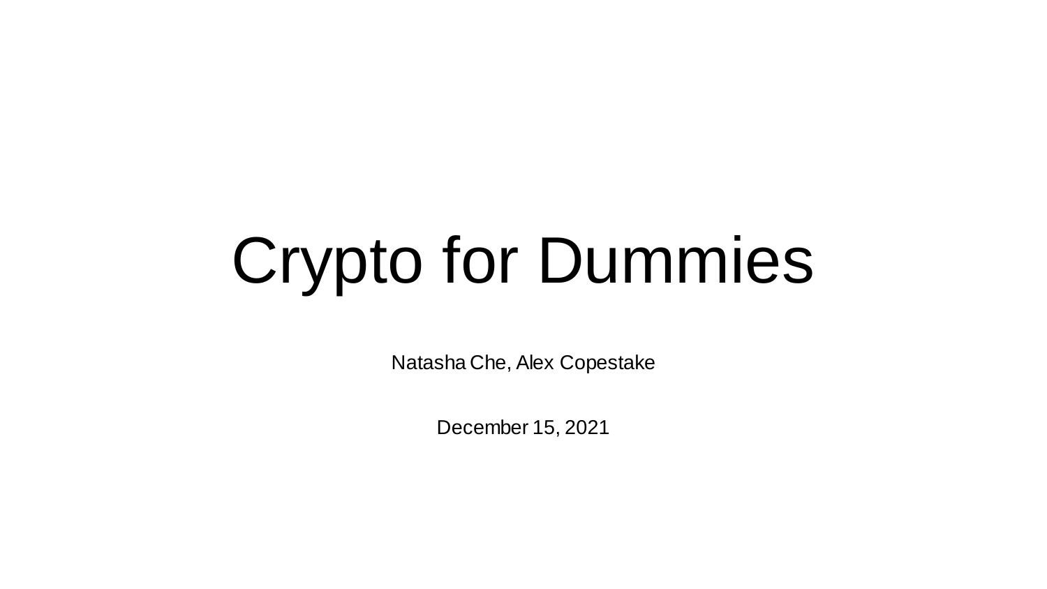# Crypto for Dummies

Natasha Che, Alex Copestake

December 15, 2021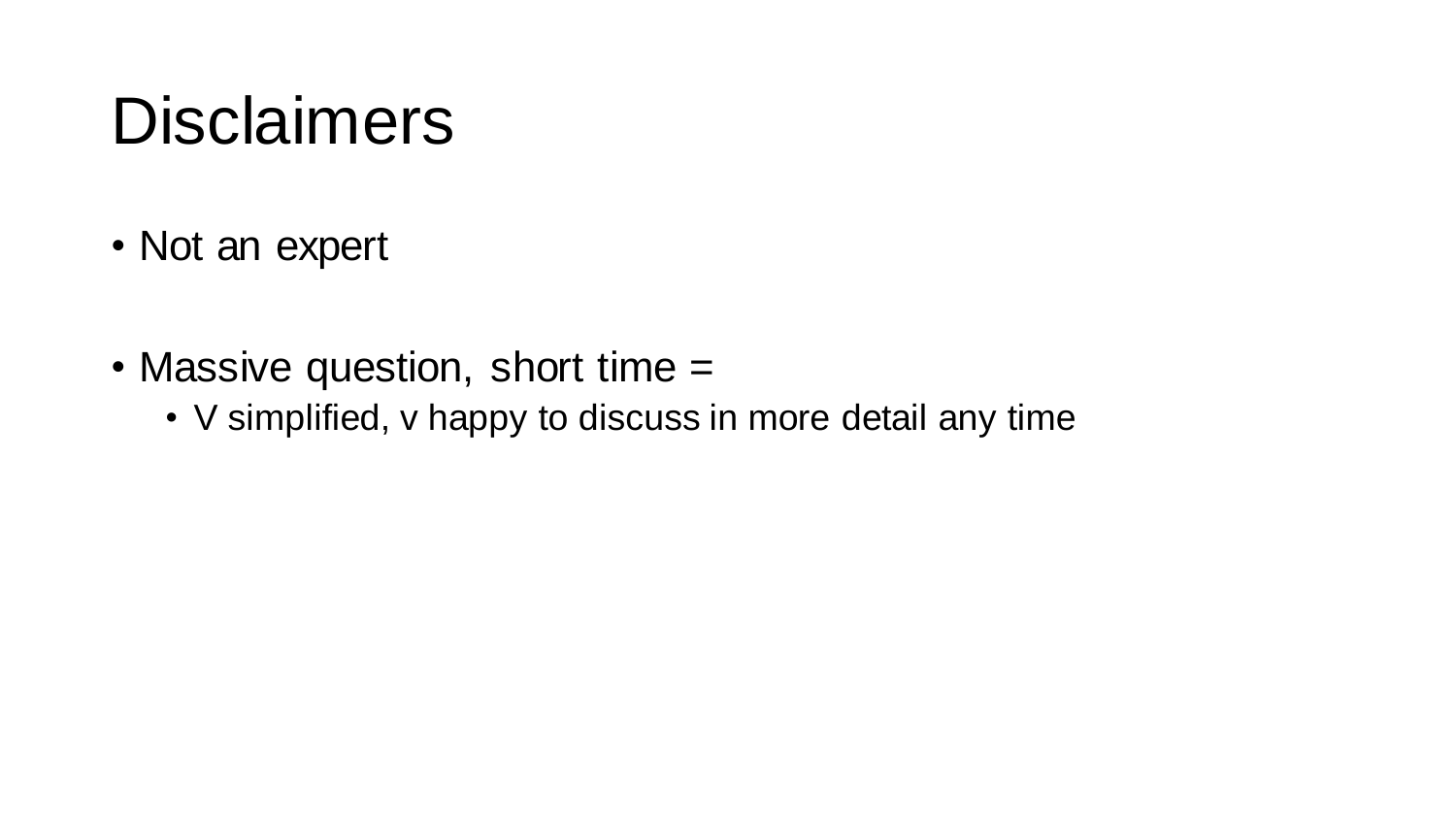# Disclaimers

- Not an expert
- Massive question, short time =
  - V simplified, v happy to discuss in more detail any time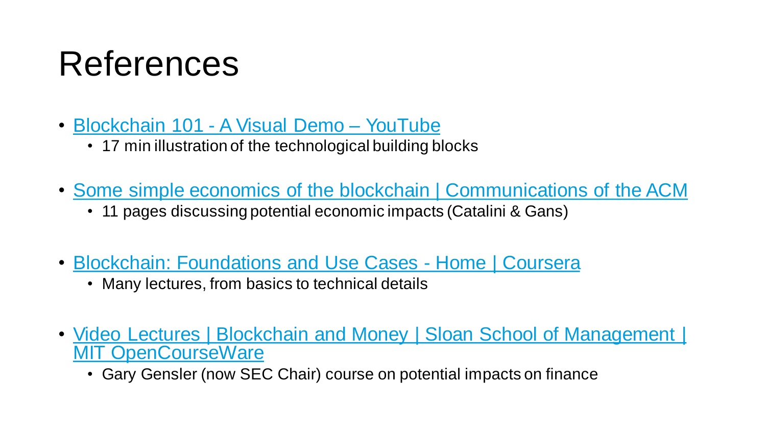# References

- Blockchain 101 - A Visual Demo – YouTube
  - 17 min illustration of the technological building blocks
- Some simple economics of the blockchain | Communications of the ACM
  - 11 pages discussing potential economic impacts (Catalini & Gans)
- Blockchain: Foundations and Use Cases - Home | Coursera
  - Many lectures, from basics to technical details
- Video Lectures | Blockchain and Money | Sloan School of Management | MIT OpenCourseWare
  - Gary Gensler (now SEC Chair) course on potential impacts on finance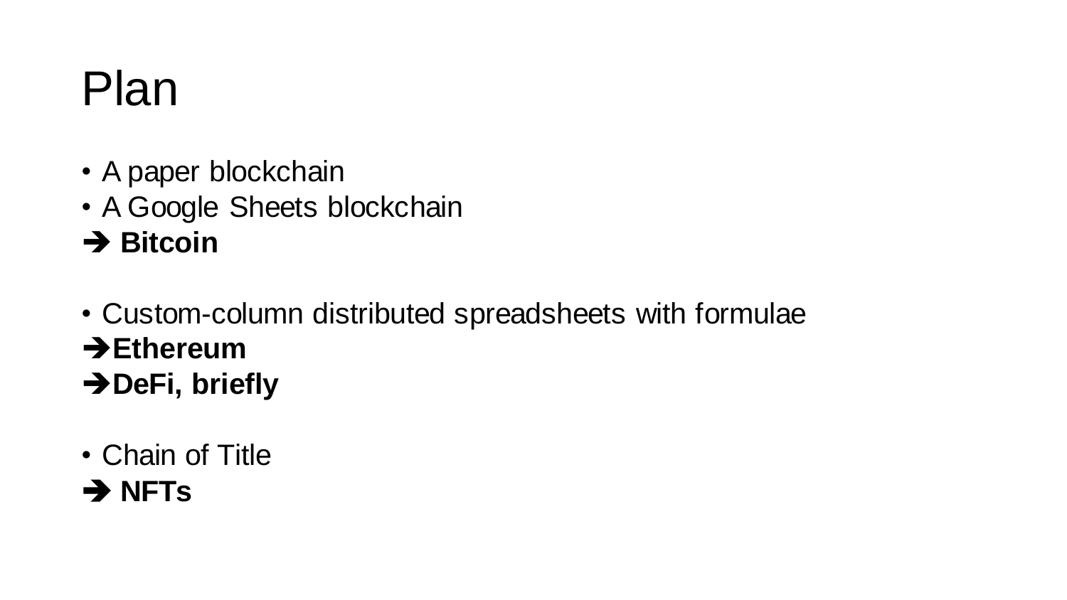# Plan

- A paper blockchain
- A Google Sheets blockchain

➔ **Bitcoin**

- Custom-column distributed spreadsheets with formulae

➔ **Ethereum**

➔ **DeFi, briefly**

- Chain of Title

➔ **NFTs**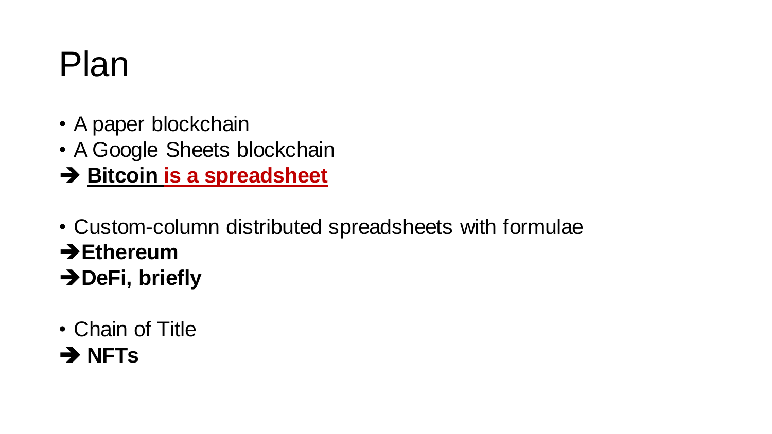# Plan

- A paper blockchain
- A Google Sheets blockchain

➔ **Bitcoin is a spreadsheet**

- Custom-column distributed spreadsheets with formulae

➔ **Ethereum**

➔ **DeFi, briefly**

- Chain of Title

➔ **NFTs**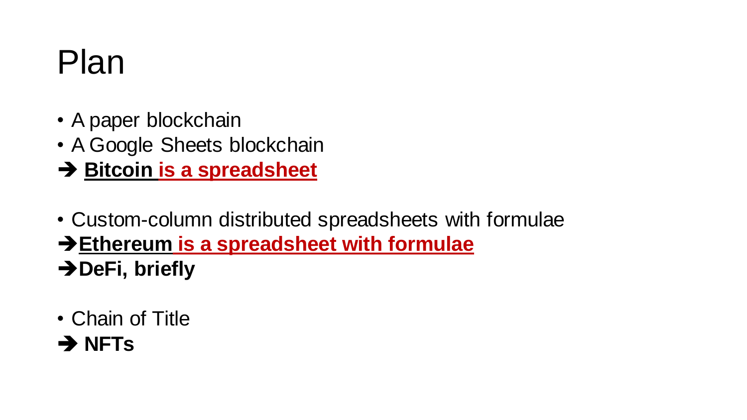# Plan

- A paper blockchain
- A Google Sheets blockchain

➔ **Bitcoin is a spreadsheet**

- Custom-column distributed spreadsheets with formulae

➔ **Ethereum is a spreadsheet with formulae**

➔ **DeFi, briefly**

- Chain of Title

➔ **NFTs**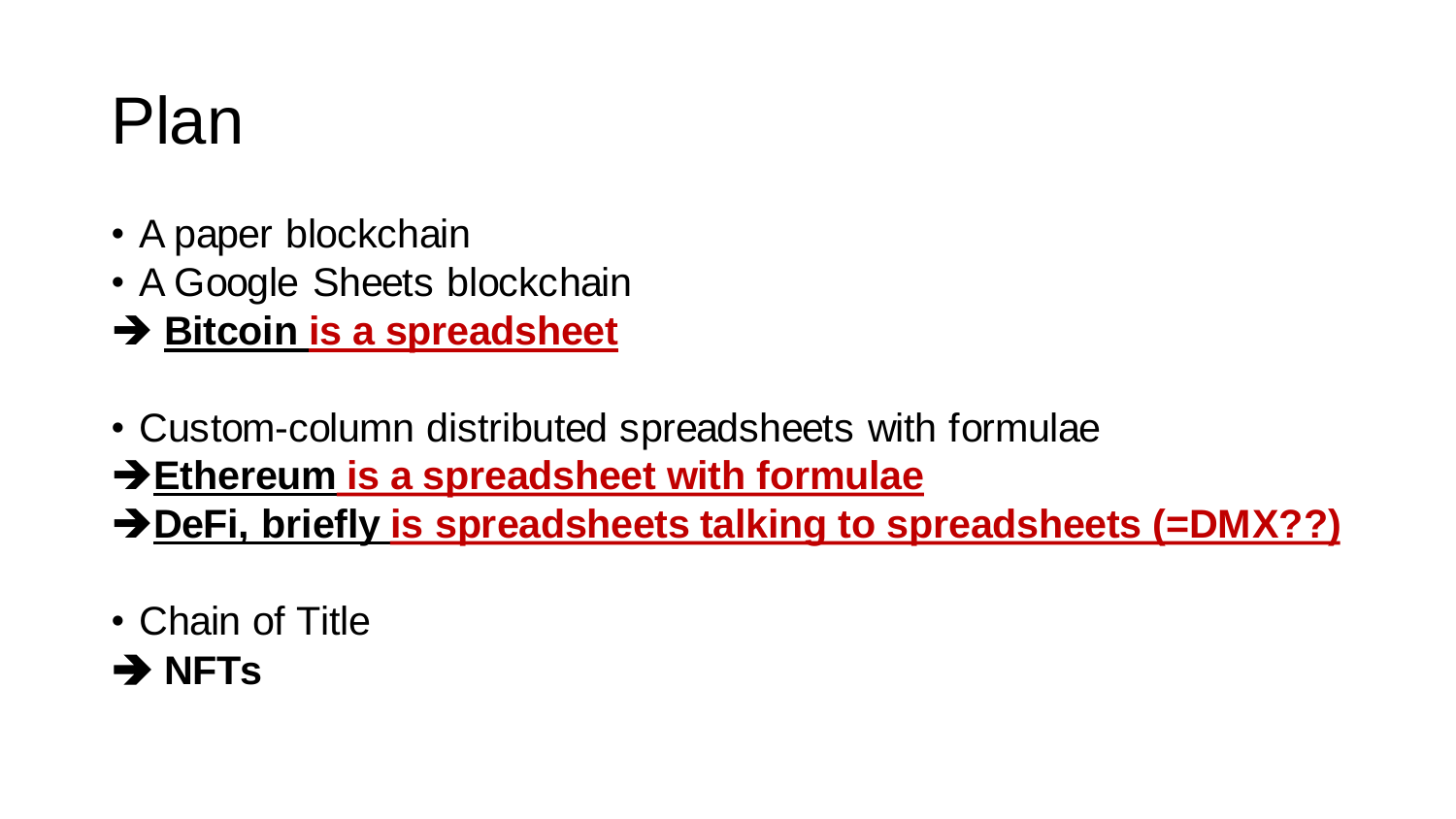# Plan

- A paper blockchain
- A Google Sheets blockchain

➔ **Bitcoin is a spreadsheet**

- Custom-column distributed spreadsheets with formulae

➔ **Ethereum is a spreadsheet with formulae**

➔ **DeFi, briefly is spreadsheets talking to spreadsheets (=DMX??)**

- Chain of Title

➔ **NFTs**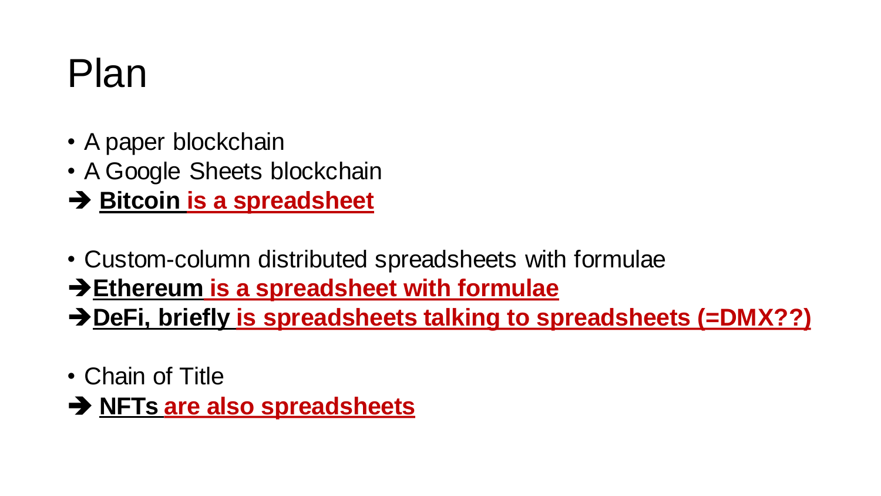# Plan

- A paper blockchain
- A Google Sheets blockchain

➔ **Bitcoin is a spreadsheet**

- Custom-column distributed spreadsheets with formulae

➔ **Ethereum is a spreadsheet with formulae**

➔ **DeFi, briefly is spreadsheets talking to spreadsheets (=DMX??)**

- Chain of Title

➔ **NFTs are also spreadsheets**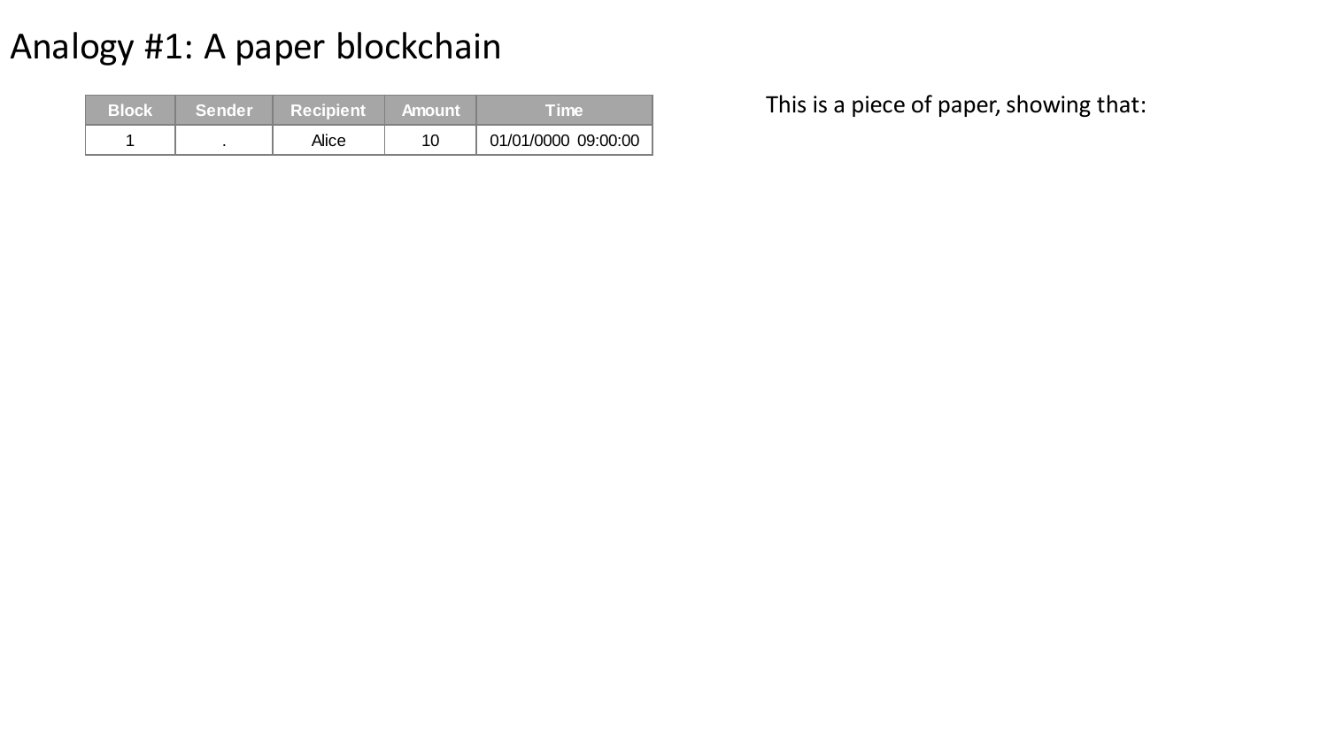# Analogy #1: A paper blockchain

| Block | Sender | Recipient | Amount | Time |
|---|---|---|---|---|
| 1 | . | Alice | 10 | 01/01/0000 09:00:00 |

This is a piece of paper, showing that: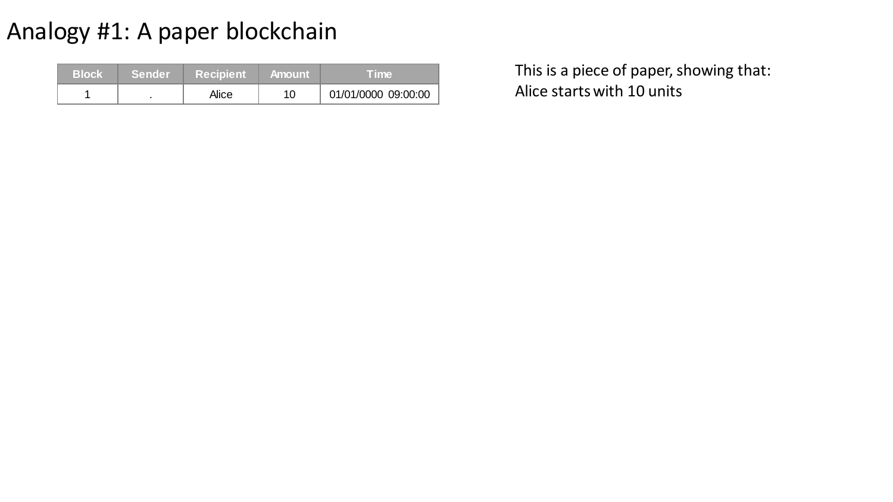# Analogy #1: A paper blockchain

| Block | Sender | Recipient | Amount | Time |
|---|---|---|---|---|
| 1 | . | Alice | 10 | 01/01/0000 09:00:00 |

This is a piece of paper, showing that:
Alice starts with 10 units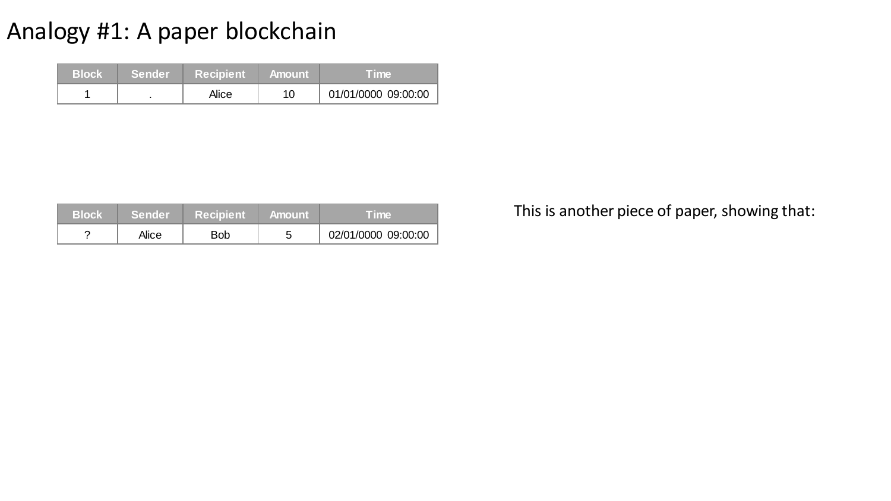# Analogy #1: A paper blockchain

| Block | Sender | Recipient | Amount | Time |
|---|---|---|---|---|
| 1 | . | Alice | 10 | 01/01/0000 09:00:00 |

| Block | Sender | Recipient | Amount | Time |
|---|---|---|---|---|
| ? | Alice | Bob | 5 | 02/01/0000 09:00:00 |

This is another piece of paper, showing that: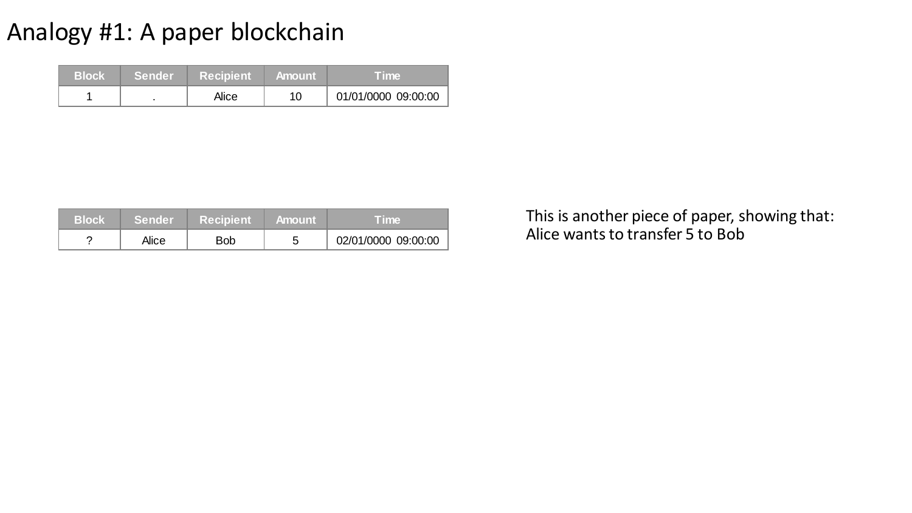# Analogy #1: A paper blockchain

| Block | Sender | Recipient | Amount | Time |
| --- | --- | --- | --- | --- |
| 1 | . | Alice | 10 | 01/01/0000 09:00:00 |

| Block | Sender | Recipient | Amount | Time |
| --- | --- | --- | --- | --- |
| ? | Alice | Bob | 5 | 02/01/0000 09:00:00 |

This is another piece of paper, showing that:
Alice wants to transfer 5 to Bob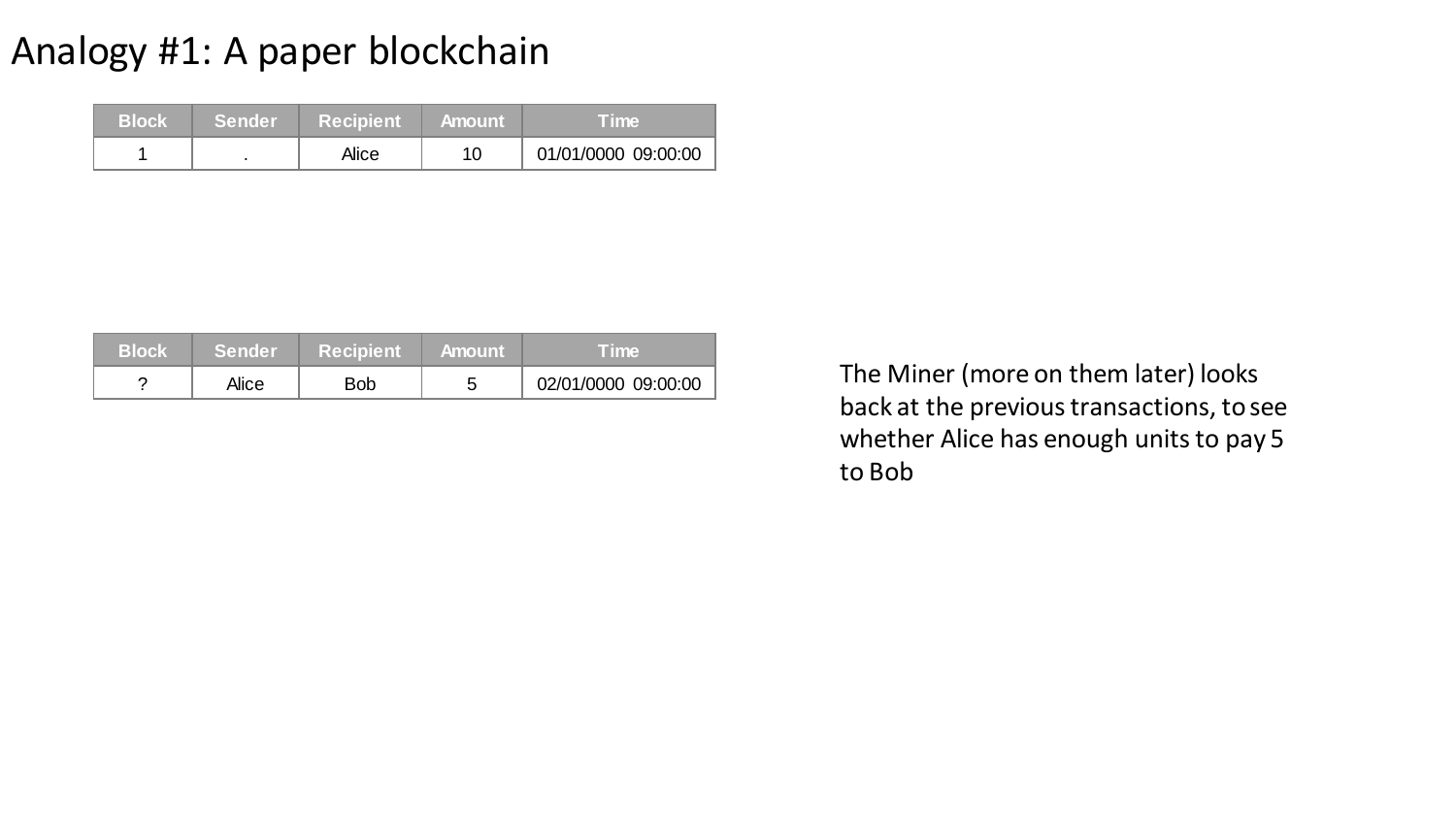# Analogy #1: A paper blockchain

| Block | Sender | Recipient | Amount | Time |
| --- | --- | --- | --- | --- |
| 1 | . | Alice | 10 | 01/01/0000 09:00:00 |

| Block | Sender | Recipient | Amount | Time |
| --- | --- | --- | --- | --- |
| ? | Alice | Bob | 5 | 02/01/0000 09:00:00 |

The Miner (more on them later) looks back at the previous transactions, to see whether Alice has enough units to pay 5 to Bob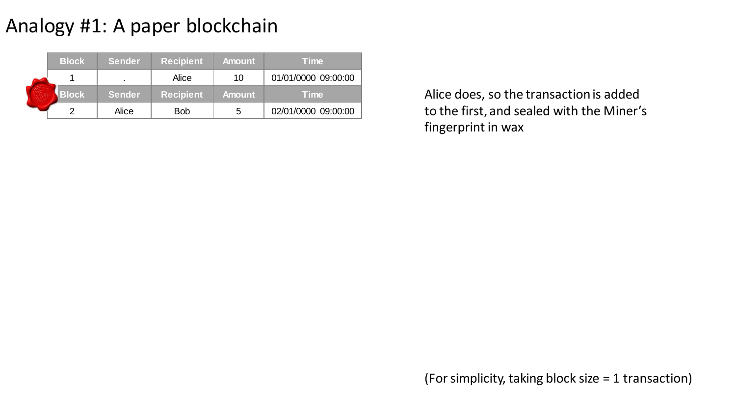# Analogy #1: A paper blockchain

| Block | Sender | Recipient | Amount | Time |
|---|---|---|---|---|
| 1 | . | Alice | 10 | 01/01/0000 09:00:00 |
| Block | Sender | Recipient | Amount | Time |
| 2 | Alice | Bob | 5 | 02/01/0000 09:00:00 |

Alice does, so the transaction is added to the first, and sealed with the Miner's fingerprint in wax

(For simplicity, taking block size = 1 transaction)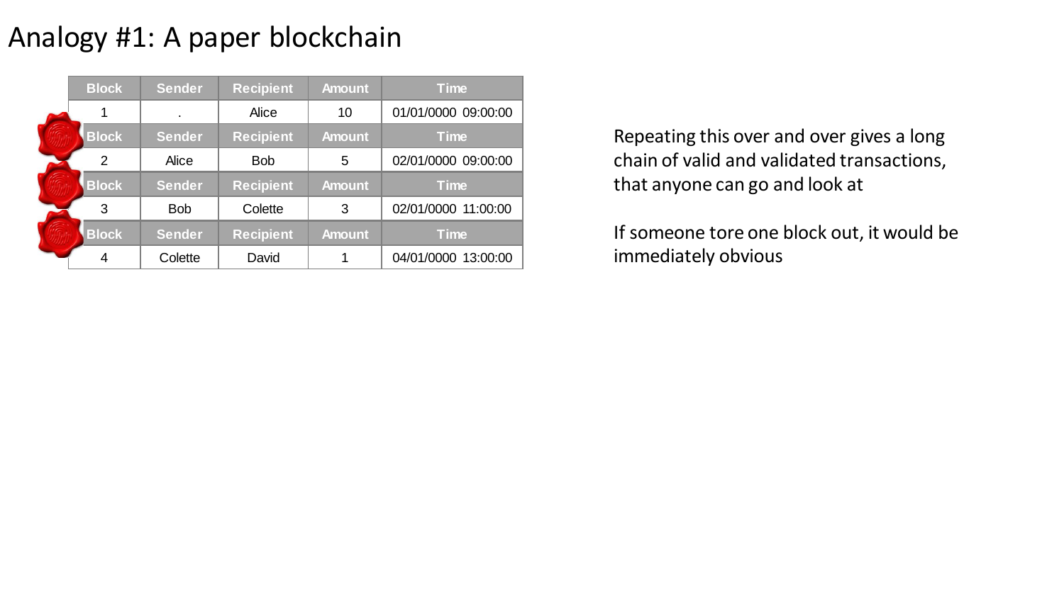# Analogy #1: A paper blockchain

| Block | Sender | Recipient | Amount | Time |
| --- | --- | --- | --- | --- |
| 1 | . | Alice | 10 | 01/01/0000 09:00:00 |

| Block | Sender | Recipient | Amount | Time |
| --- | --- | --- | --- | --- |
| 2 | Alice | Bob | 5 | 02/01/0000 09:00:00 |

| Block | Sender | Recipient | Amount | Time |
| --- | --- | --- | --- | --- |
| 3 | Bob | Colette | 3 | 02/01/0000 11:00:00 |

| Block | Sender | Recipient | Amount | Time |
| --- | --- | --- | --- | --- |
| 4 | Colette | David | 1 | 04/01/0000 13:00:00 |

Repeating this over and over gives a long chain of valid and validated transactions, that anyone can go and look at

If someone tore one block out, it would be immediately obvious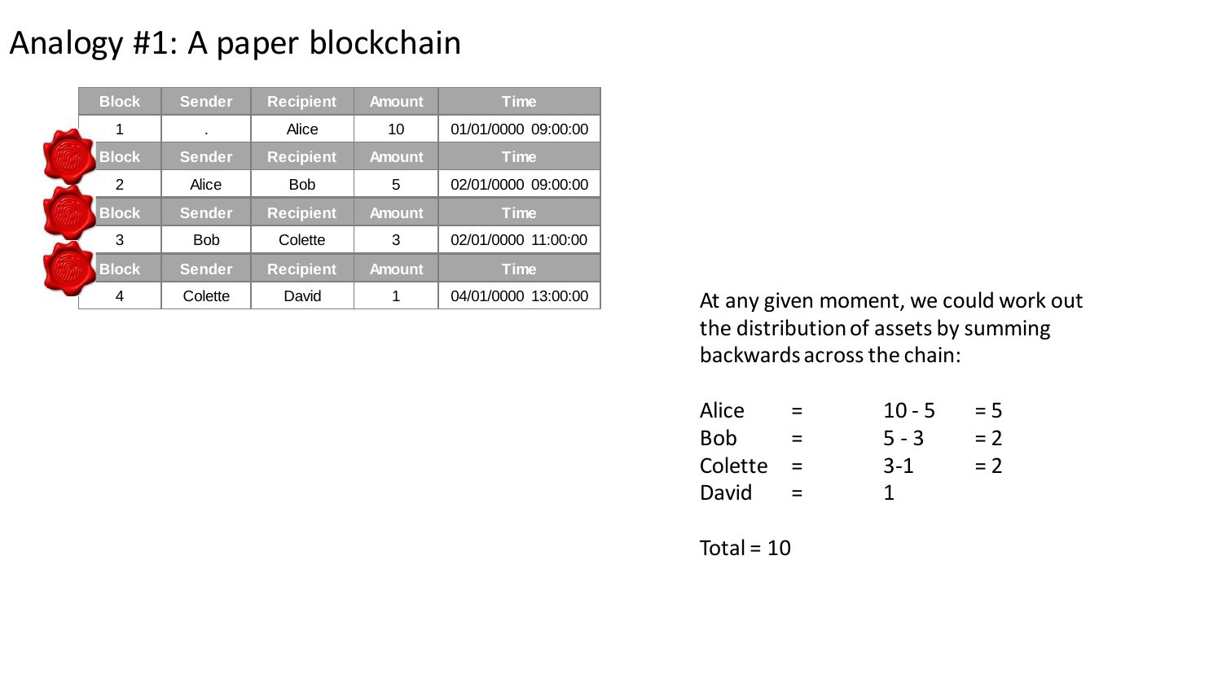# Analogy #1: A paper blockchain

| Block | Sender | Recipient | Amount | Time |
|---|---|---|---|---|
| 1 | . | Alice | 10 | 01/01/0000 09:00:00 |

| Block | Sender | Recipient | Amount | Time |
|---|---|---|---|---|
| 2 | Alice | Bob | 5 | 02/01/0000 09:00:00 |

| Block | Sender | Recipient | Amount | Time |
|---|---|---|---|---|
| 3 | Bob | Colette | 3 | 02/01/0000 11:00:00 |

| Block | Sender | Recipient | Amount | Time |
|---|---|---|---|---|
| 4 | Colette | David | 1 | 04/01/0000 13:00:00 |

At any given moment, we could work out the distribution of assets by summing backwards across the chain:

| | | | |
|---|---|---|---|
| Alice | = | 10 - 5 | = 5 |
| Bob | = | 5 - 3 | = 2 |
| Colette | = | 3-1 | = 2 |
| David | = | 1 | |

Total = 10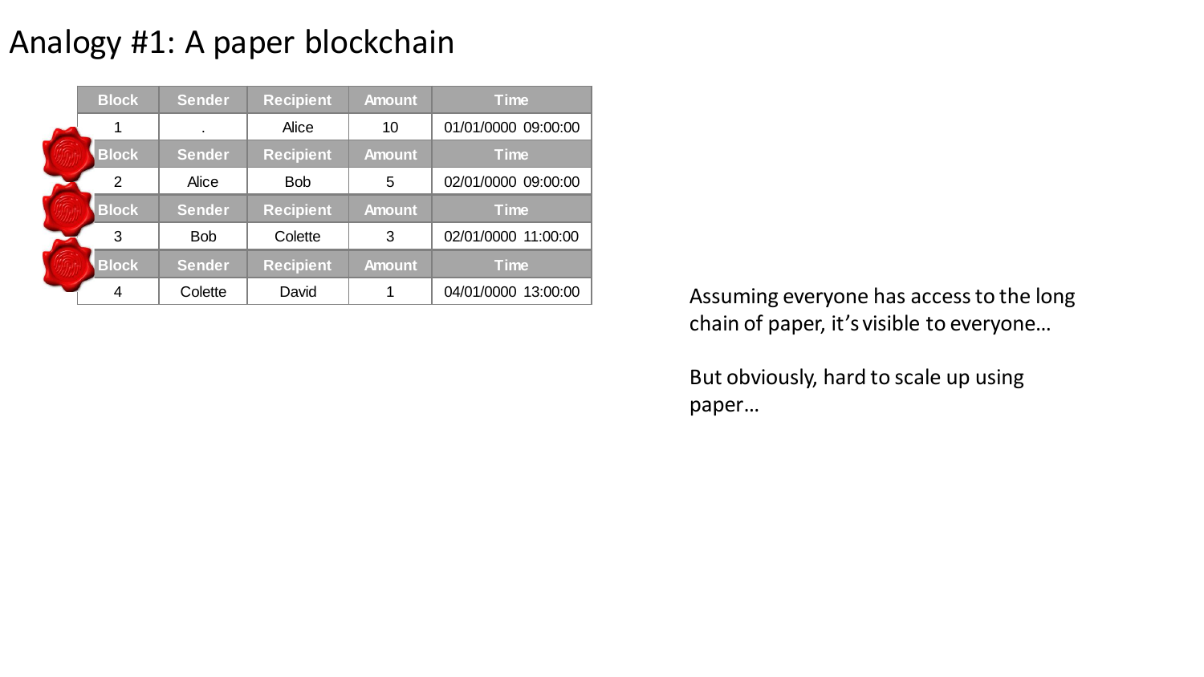# Analogy #1: A paper blockchain

| Block | Sender | Recipient | Amount | Time |
|---|---|---|---|---|
| 1 | . | Alice | 10 | 01/01/0000 09:00:00 |

| Block | Sender | Recipient | Amount | Time |
|---|---|---|---|---|
| 2 | Alice | Bob | 5 | 02/01/0000 09:00:00 |

| Block | Sender | Recipient | Amount | Time |
|---|---|---|---|---|
| 3 | Bob | Colette | 3 | 02/01/0000 11:00:00 |

| Block | Sender | Recipient | Amount | Time |
|---|---|---|---|---|
| 4 | Colette | David | 1 | 04/01/0000 13:00:00 |

Assuming everyone has access to the long chain of paper, it's visible to everyone…

But obviously, hard to scale up using paper…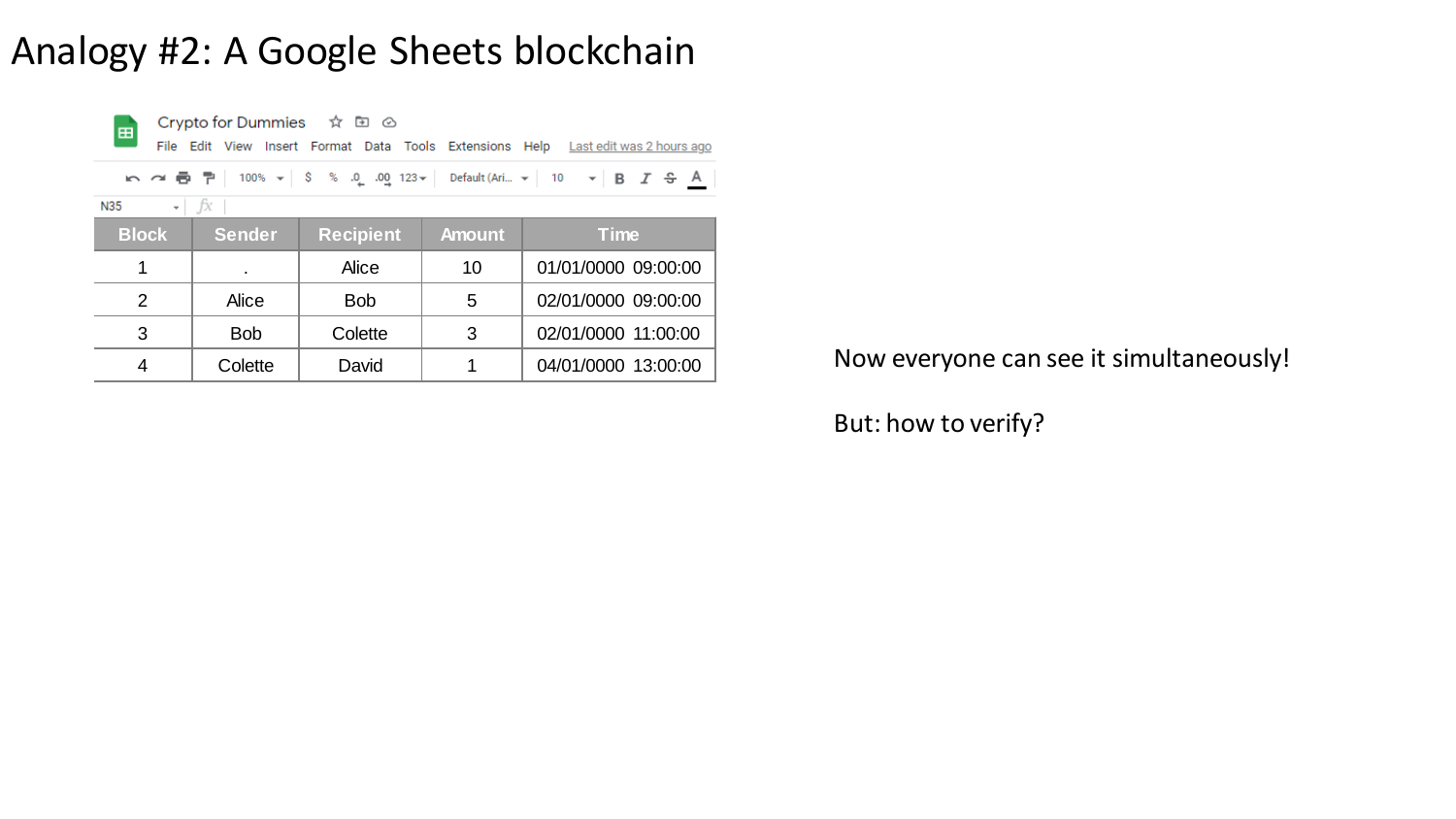# Analogy #2: A Google Sheets blockchain

Crypto for Dummies

File Edit View Insert Format Data Tools Extensions Help Last edit was 2 hours ago

| Block | Sender | Recipient | Amount | Time |
| --- | --- | --- | --- | --- |
| 1 | . | Alice | 10 | 01/01/0000 09:00:00 |
| 2 | Alice | Bob | 5 | 02/01/0000 09:00:00 |
| 3 | Bob | Colette | 3 | 02/01/0000 11:00:00 |
| 4 | Colette | David | 1 | 04/01/0000 13:00:00 |

Now everyone can see it simultaneously!

But: how to verify?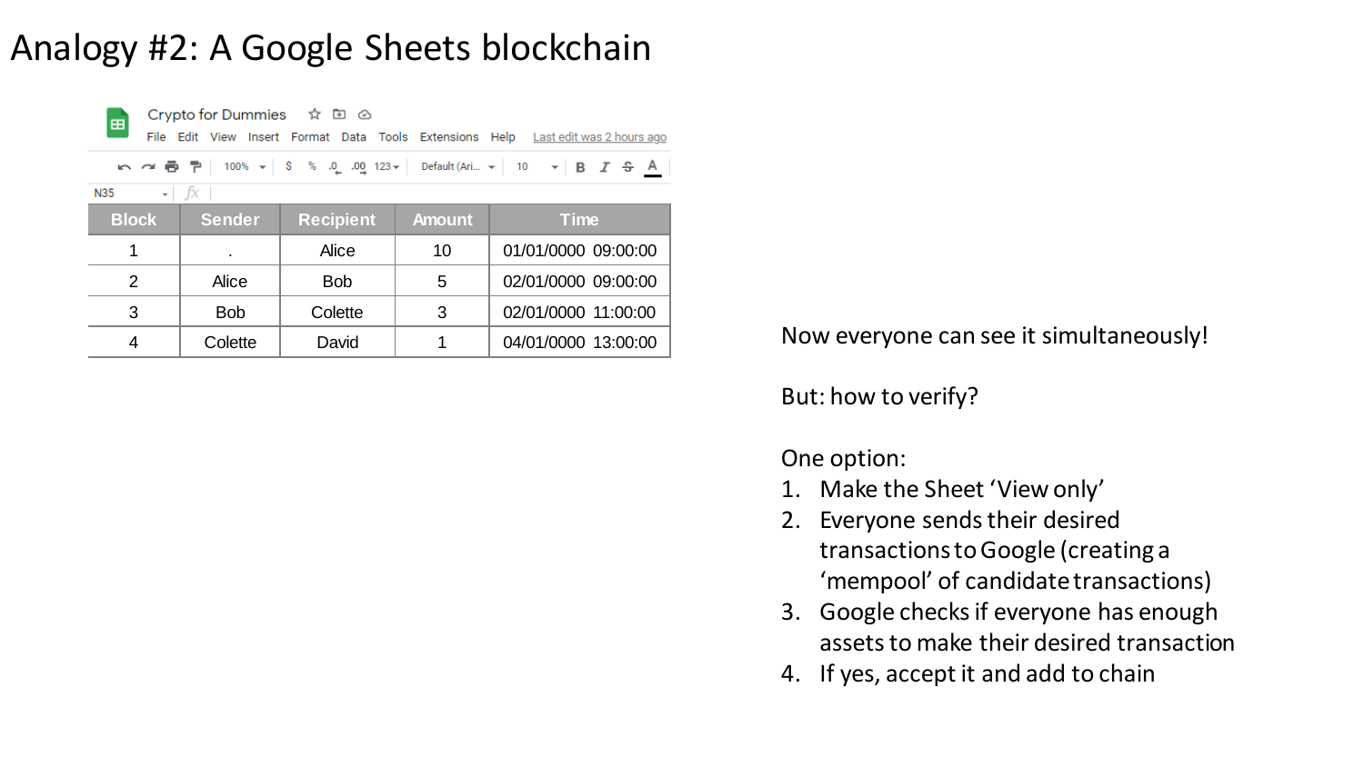# Analogy #2: A Google Sheets blockchain

Crypto for Dummies

File Edit View Insert Format Data Tools Extensions Help Last edit was 2 hours ago

| Block | Sender | Recipient | Amount | Time |
| --- | --- | --- | --- | --- |
| 1 | . | Alice | 10 | 01/01/0000 09:00:00 |
| 2 | Alice | Bob | 5 | 02/01/0000 09:00:00 |
| 3 | Bob | Colette | 3 | 02/01/0000 11:00:00 |
| 4 | Colette | David | 1 | 04/01/0000 13:00:00 |

Now everyone can see it simultaneously!

But: how to verify?

One option:

1. Make the Sheet 'View only'
2. Everyone sends their desired transactions to Google (creating a 'mempool' of candidate transactions)
3. Google checks if everyone has enough assets to make their desired transaction
4. If yes, accept it and add to chain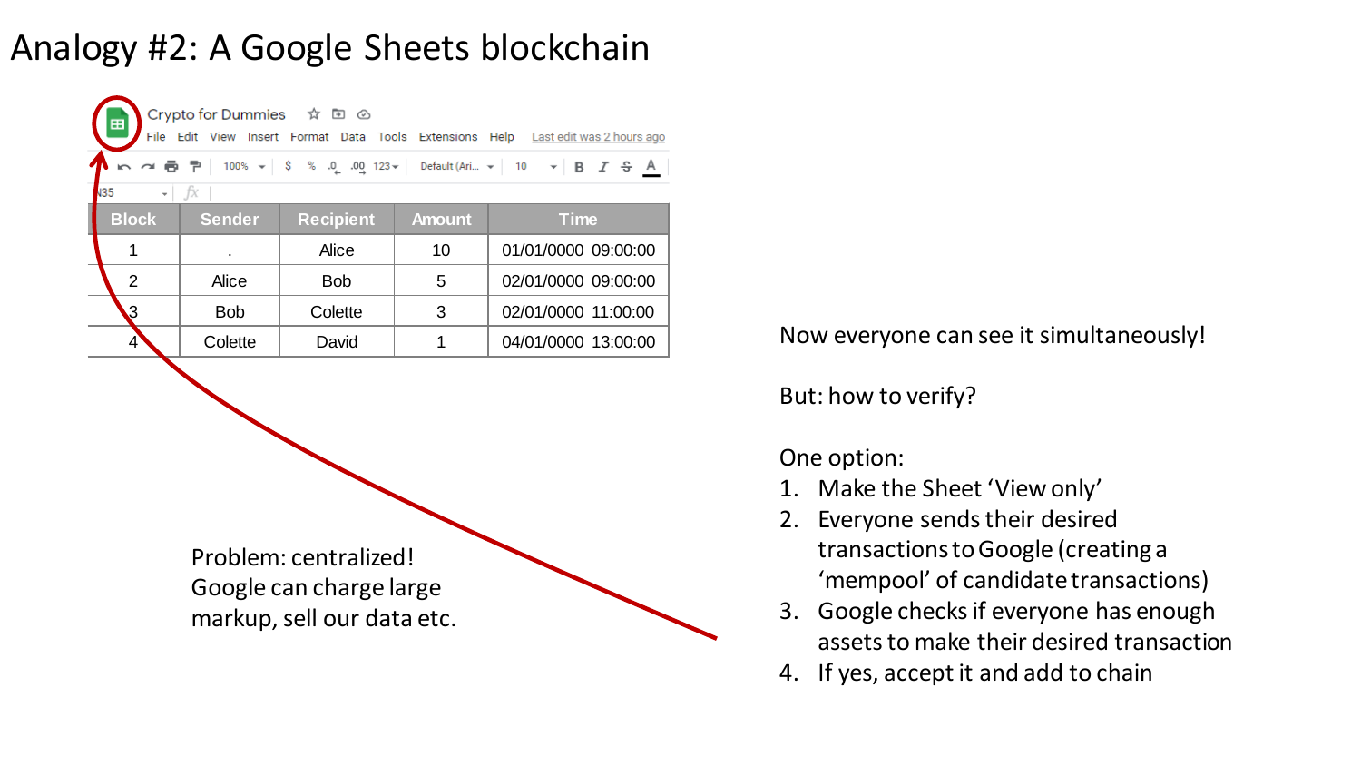# Analogy #2: A Google Sheets blockchain

Crypto for Dummies

File Edit View Insert Format Data Tools Extensions Help Last edit was 2 hours ago

| Block | Sender | Recipient | Amount | Time |
|---|---|---|---|---|
| 1 | . | Alice | 10 | 01/01/0000 09:00:00 |
| 2 | Alice | Bob | 5 | 02/01/0000 09:00:00 |
| 3 | Bob | Colette | 3 | 02/01/0000 11:00:00 |
| 4 | Colette | David | 1 | 04/01/0000 13:00:00 |

Now everyone can see it simultaneously!

But: how to verify?

One option:

1. Make the Sheet 'View only'
2. Everyone sends their desired transactions to Google (creating a 'mempool' of candidate transactions)
3. Google checks if everyone has enough assets to make their desired transaction
4. If yes, accept it and add to chain

Problem: centralized! Google can charge large markup, sell our data etc.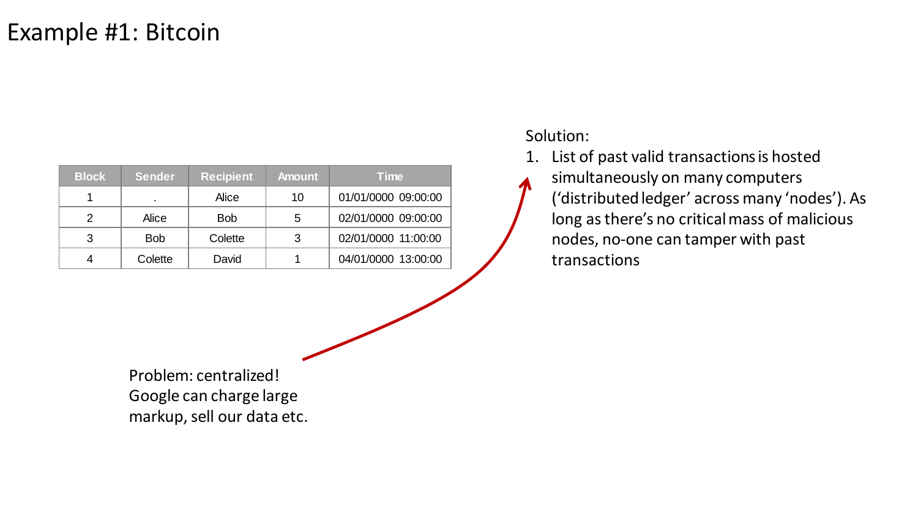# Example #1: Bitcoin

| Block | Sender | Recipient | Amount | Time |
|---|---|---|---|---|
| 1 | . | Alice | 10 | 01/01/0000 09:00:00 |
| 2 | Alice | Bob | 5 | 02/01/0000 09:00:00 |
| 3 | Bob | Colette | 3 | 02/01/0000 11:00:00 |
| 4 | Colette | David | 1 | 04/01/0000 13:00:00 |

Problem: centralized!
Google can charge large markup, sell our data etc.

Solution:

1. List of past valid transactions is hosted simultaneously on many computers ('distributed ledger' across many 'nodes'). As long as there's no critical mass of malicious nodes, no-one can tamper with past transactions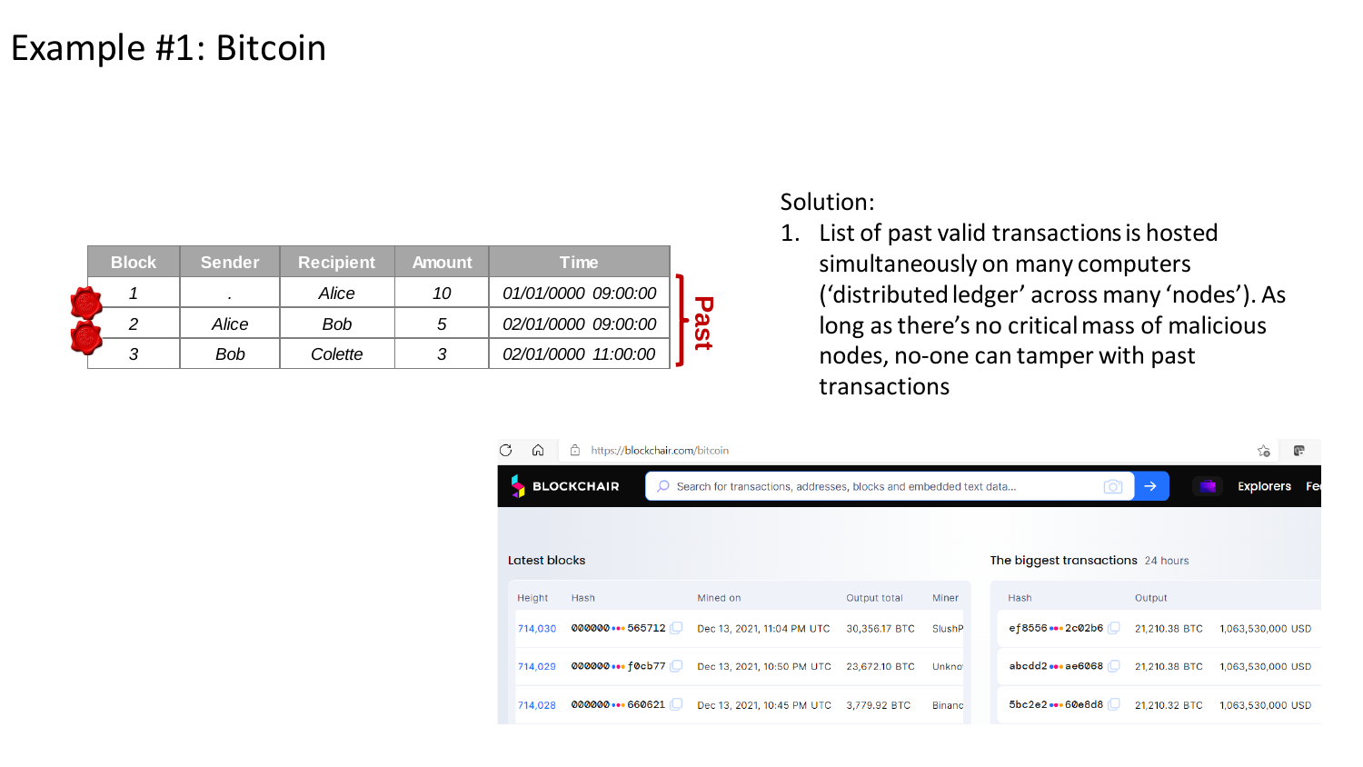# Example #1: Bitcoin

| Block | Sender | Recipient | Amount | Time |
|---|---|---|---|---|
| 1 | . | Alice | 10 | 01/01/0000 09:00:00 |
| 2 | Alice | Bob | 5 | 02/01/0000 09:00:00 |
| 3 | Bob | Colette | 3 | 02/01/0000 11:00:00 |

Past

Solution:

1. List of past valid transactions is hosted simultaneously on many computers ('distributed ledger' across many 'nodes'). As long as there's no critical mass of malicious nodes, no-one can tamper with past transactions

https://blockchair.com/bitcoin

BLOCKCHAIR

Search for transactions, addresses, blocks and embedded text data...

Explorers

**Latest blocks**

| Height | Hash | Mined on | Output total | Miner |
|---|---|---|---|---|
| 714,030 | 000000 ••• 565712 | Dec 13, 2021, 11:04 PM UTC | 30,356.17 BTC | SlushP |
| 714,029 | 000000 ••• f0cb77 | Dec 13, 2021, 10:50 PM UTC | 23,672.10 BTC | Unkno |
| 714,028 | 000000 ••• 660621 | Dec 13, 2021, 10:45 PM UTC | 3,779.92 BTC | Binanc |

**The biggest transactions** 24 hours

| Hash | Output | |
|---|---|---|
| ef8556 ••• 2c02b6 | 21,210.38 BTC | 1,063,530,000 USD |
| abcdd2 ••• ae6068 | 21,210.38 BTC | 1,063,530,000 USD |
| 5bc2e2 ••• 60e8d8 | 21,210.32 BTC | 1,063,530,000 USD |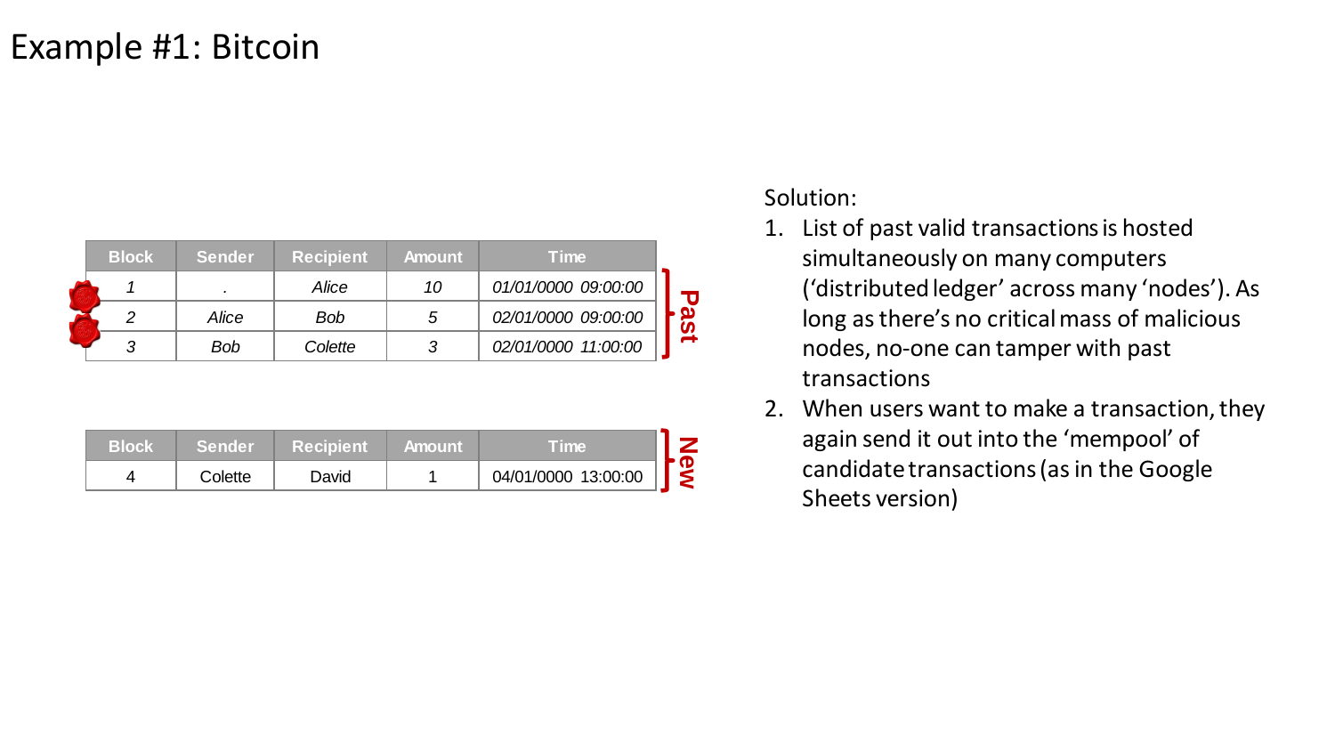# Example #1: Bitcoin

| Block | Sender | Recipient | Amount | Time | |
|---|---|---|---|---|---|
| *1* | *.* | *Alice* | *10* | *01/01/0000 09:00:00* | Past |
| *2* | *Alice* | *Bob* | *5* | *02/01/0000 09:00:00* | |
| *3* | *Bob* | *Colette* | *3* | *02/01/0000 11:00:00* | |

| Block | Sender | Recipient | Amount | Time | |
|---|---|---|---|---|---|
| 4 | Colette | David | 1 | 04/01/0000 13:00:00 | New |

Solution:

1. List of past valid transactions is hosted simultaneously on many computers ('distributed ledger' across many 'nodes'). As long as there's no critical mass of malicious nodes, no-one can tamper with past transactions
2. When users want to make a transaction, they again send it out into the 'mempool' of candidate transactions (as in the Google Sheets version)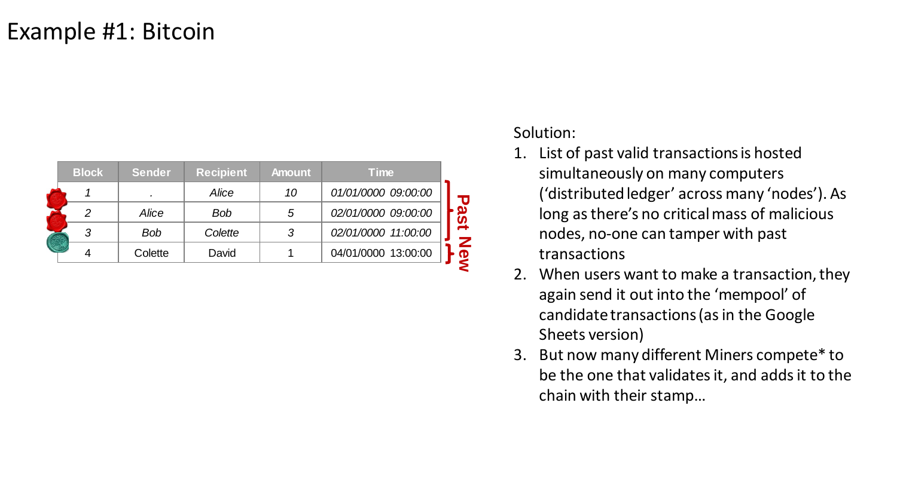# Example #1: Bitcoin

| Block | Sender | Recipient | Amount | Time |
|---|---|---|---|---|
| *1* | *.* | *Alice* | *10* | *01/01/0000 09:00:00* |
| *2* | *Alice* | *Bob* | *5* | *02/01/0000 09:00:00* |
| *3* | *Bob* | *Colette* | *3* | *02/01/0000 11:00:00* |
| 4 | Colette | David | 1 | 04/01/0000 13:00:00 |

Past (blocks 1–3) / New (block 4)

Solution:

1. List of past valid transactions is hosted simultaneously on many computers ('distributed ledger' across many 'nodes'). As long as there's no critical mass of malicious nodes, no-one can tamper with past transactions
2. When users want to make a transaction, they again send it out into the 'mempool' of candidate transactions (as in the Google Sheets version)
3. But now many different Miners compete* to be the one that validates it, and adds it to the chain with their stamp…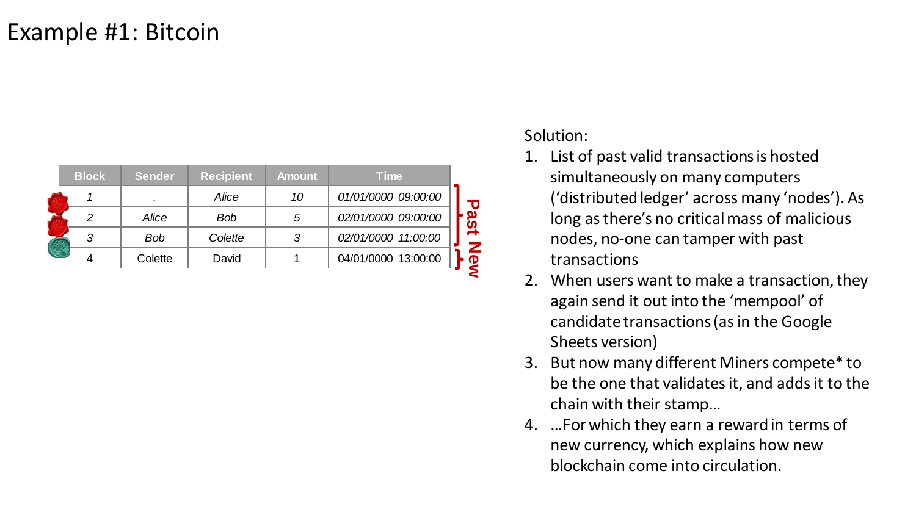# Example #1: Bitcoin

| Block | Sender | Recipient | Amount | Time |
|---|---|---|---|---|
| 1 | . | Alice | 10 | 01/01/0000 09:00:00 |
| 2 | Alice | Bob | 5 | 02/01/0000 09:00:00 |
| 3 | Bob | Colette | 3 | 02/01/0000 11:00:00 |
| 4 | Colette | David | 1 | 04/01/0000 13:00:00 |

Past (blocks 1–3) / New (block 4)

Solution:

1. List of past valid transactions is hosted simultaneously on many computers ('distributed ledger' across many 'nodes'). As long as there's no critical mass of malicious nodes, no-one can tamper with past transactions
2. When users want to make a transaction, they again send it out into the 'mempool' of candidate transactions (as in the Google Sheets version)
3. But now many different Miners compete* to be the one that validates it, and adds it to the chain with their stamp…
4. …For which they earn a reward in terms of new currency, which explains how new blockchain come into circulation.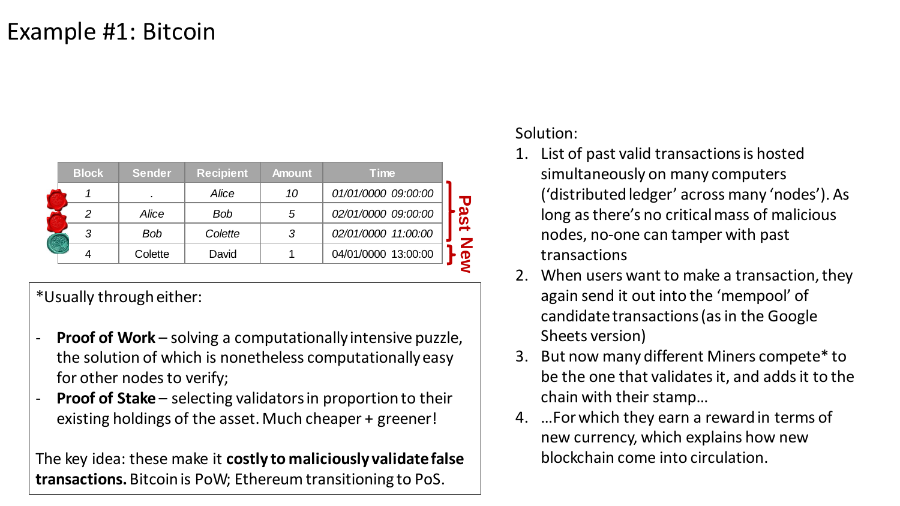# Example #1: Bitcoin

| Block | Sender | Recipient | Amount | Time |
| --- | --- | --- | --- | --- |
| *1* | *.* | *Alice* | *10* | *01/01/0000 09:00:00* |
| *2* | *Alice* | *Bob* | *5* | *02/01/0000 09:00:00* |
| *3* | *Bob* | *Colette* | *3* | *02/01/0000 11:00:00* |
| 4 | Colette | David | 1 | 04/01/0000 13:00:00 |

Past (blocks 1–3) / New (block 4)

*Usually through either:

- **Proof of Work** – solving a computationally intensive puzzle, the solution of which is nonetheless computationally easy for other nodes to verify;
- **Proof of Stake** – selecting validators in proportion to their existing holdings of the asset. Much cheaper + greener!

The key idea: these make it **costly to maliciously validate false transactions.** Bitcoin is PoW; Ethereum transitioning to PoS.

Solution:

1. List of past valid transactions is hosted simultaneously on many computers (‘distributed ledger’ across many ‘nodes’). As long as there’s no critical mass of malicious nodes, no-one can tamper with past transactions
2. When users want to make a transaction, they again send it out into the ‘mempool’ of candidate transactions (as in the Google Sheets version)
3. But now many different Miners compete* to be the one that validates it, and adds it to the chain with their stamp…
4. …For which they earn a reward in terms of new currency, which explains how new blockchain come into circulation.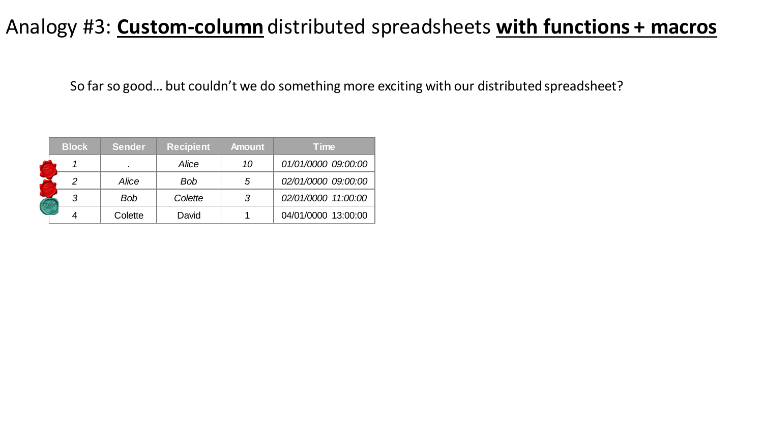# Analogy #3: **Custom-column** distributed spreadsheets **with functions + macros**

So far so good… but couldn't we do something more exciting with our distributed spreadsheet?

| Block | Sender | Recipient | Amount | Time |
|---|---|---|---|---|
| *1* | *.* | *Alice* | *10* | *01/01/0000 09:00:00* |
| *2* | *Alice* | *Bob* | *5* | *02/01/0000 09:00:00* |
| *3* | *Bob* | *Colette* | *3* | *02/01/0000 11:00:00* |
| 4 | Colette | David | 1 | 04/01/0000 13:00:00 |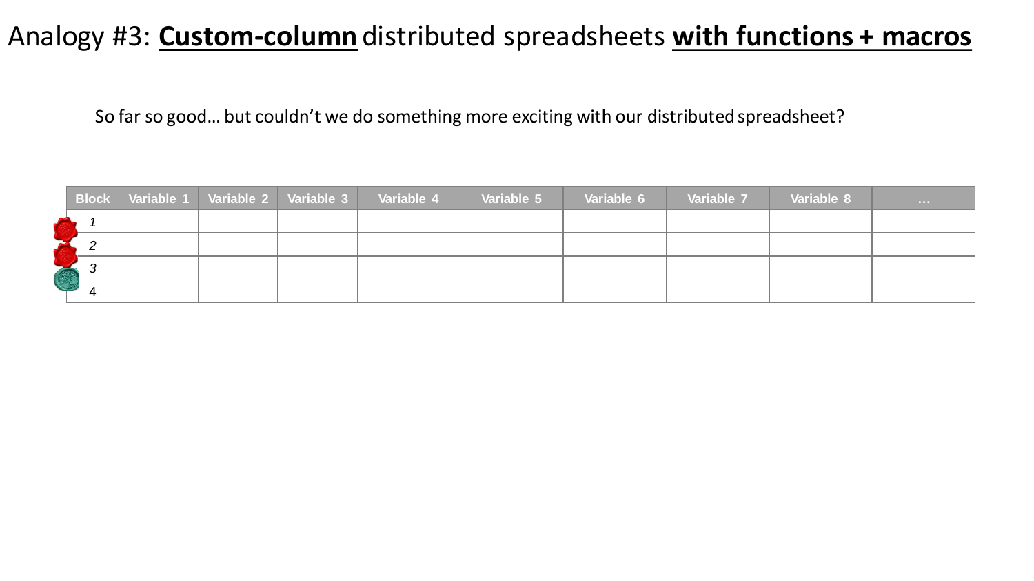# Analogy #3: **Custom-column** distributed spreadsheets **with functions + macros**

So far so good… but couldn't we do something more exciting with our distributed spreadsheet?

| Block | Variable 1 | Variable 2 | Variable 3 | Variable 4 | Variable 5 | Variable 6 | Variable 7 | Variable 8 | … |
|---|---|---|---|---|---|---|---|---|---|
| *1* | | | | | | | | | |
| *2* | | | | | | | | | |
| *3* | | | | | | | | | |
| 4 | | | | | | | | | |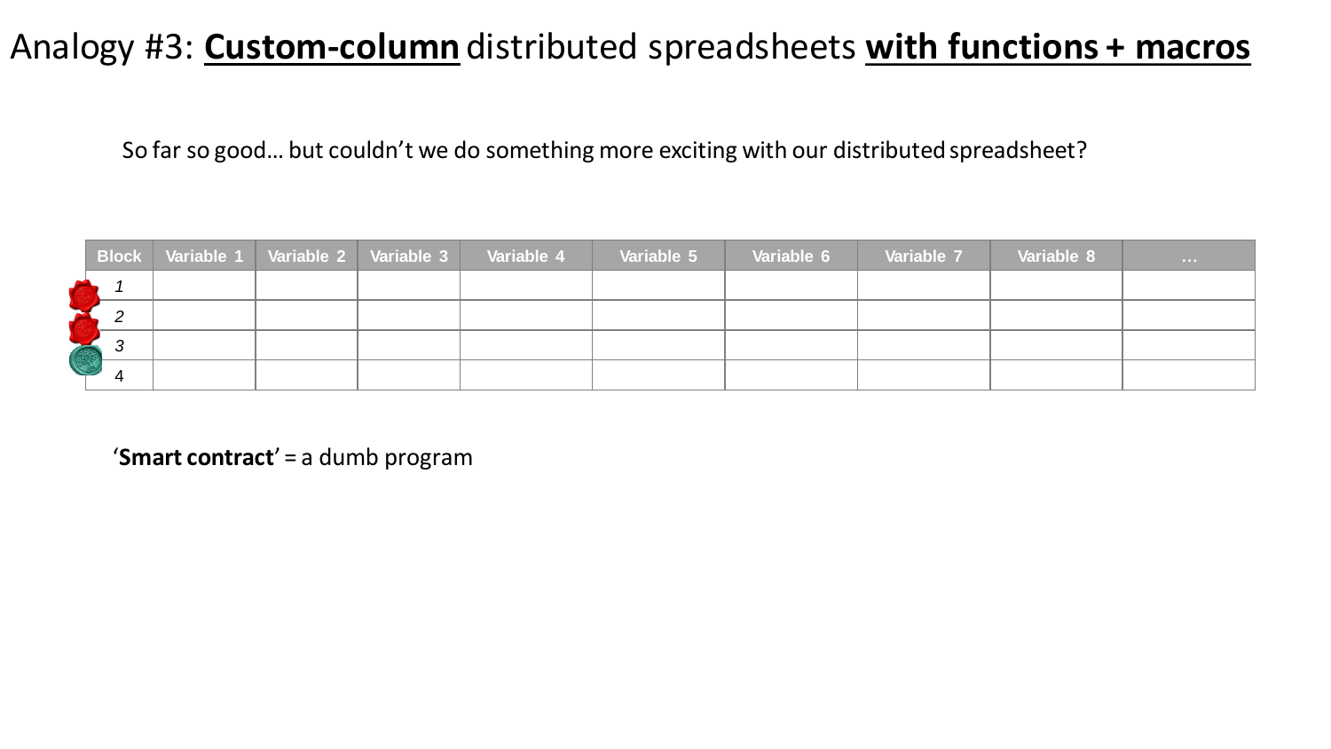# Analogy #3: **Custom-column** distributed spreadsheets **with functions + macros**

So far so good… but couldn't we do something more exciting with our distributed spreadsheet?

| Block | Variable 1 | Variable 2 | Variable 3 | Variable 4 | Variable 5 | Variable 6 | Variable 7 | Variable 8 | … |
|---|---|---|---|---|---|---|---|---|---|
| *1* | | | | | | | | | |
| *2* | | | | | | | | | |
| *3* | | | | | | | | | |
| 4 | | | | | | | | | |

'**Smart contract**' = a dumb program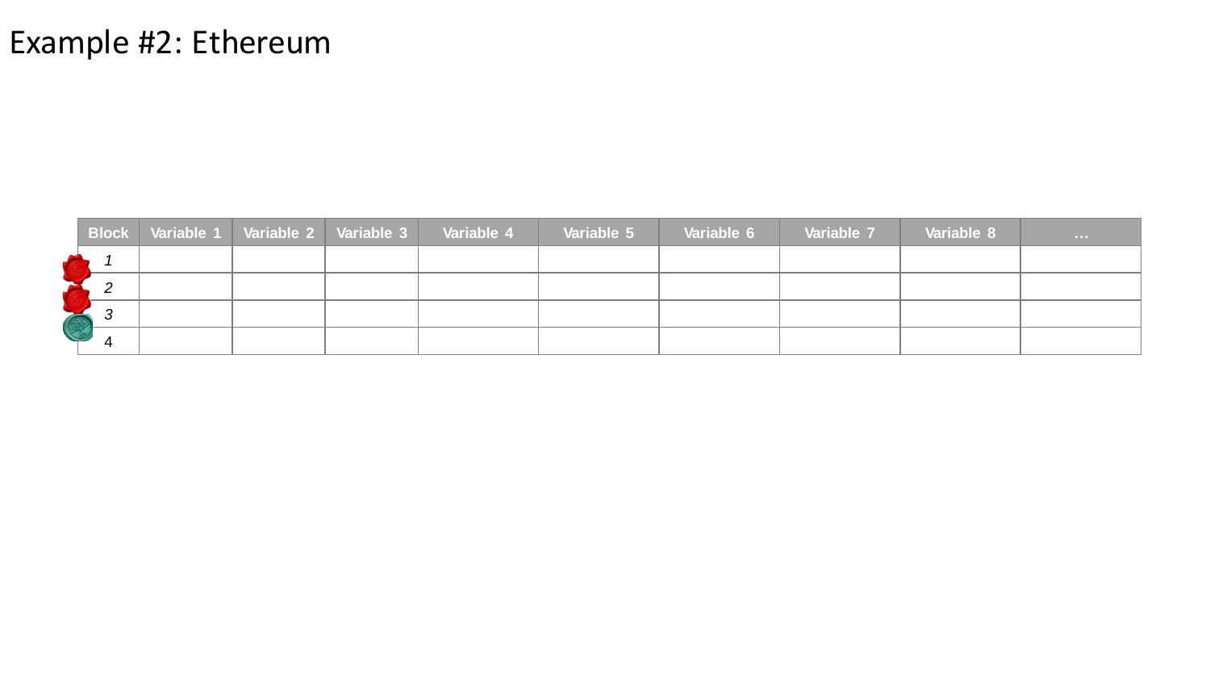# Example #2: Ethereum

| Block | Variable 1 | Variable 2 | Variable 3 | Variable 4 | Variable 5 | Variable 6 | Variable 7 | Variable 8 | … |
|---|---|---|---|---|---|---|---|---|---|
| *1* | | | | | | | | | |
| *2* | | | | | | | | | |
| *3* | | | | | | | | | |
| 4 | | | | | | | | | |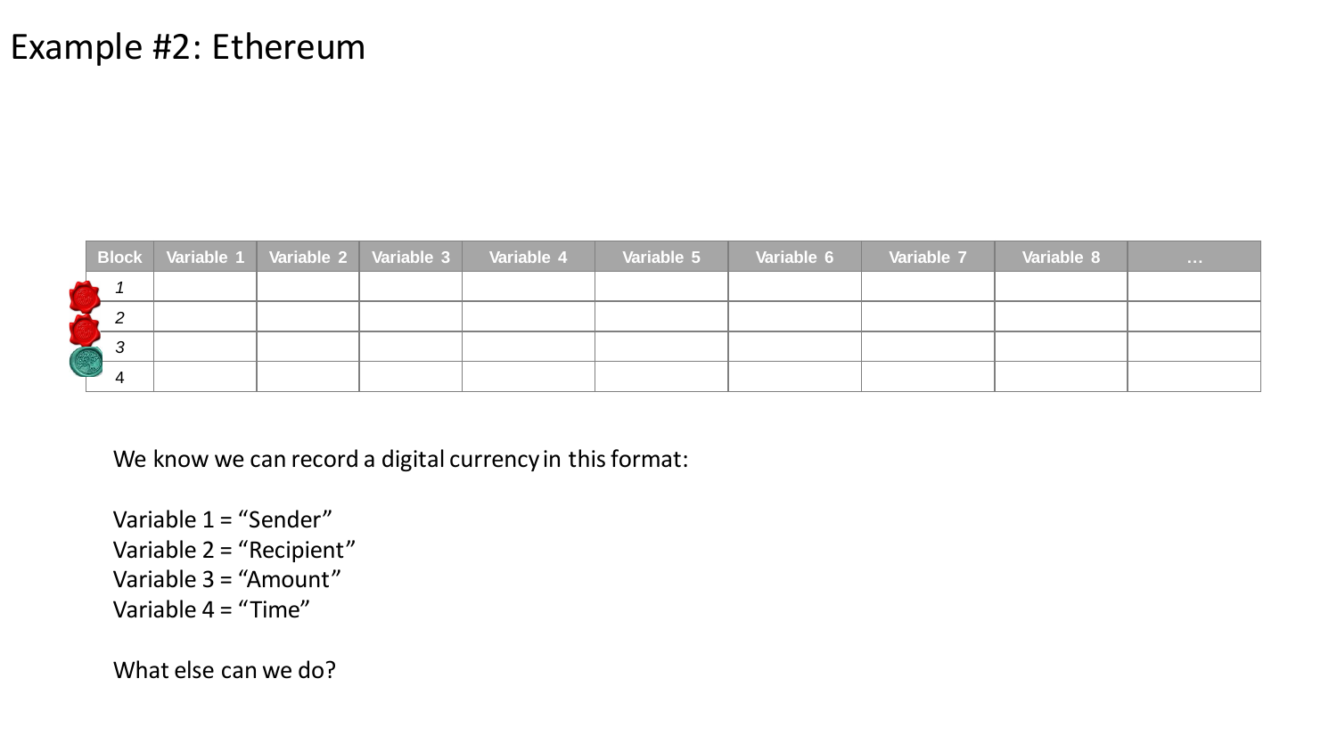# Example #2: Ethereum

| Block | Variable 1 | Variable 2 | Variable 3 | Variable 4 | Variable 5 | Variable 6 | Variable 7 | Variable 8 | … |
|---|---|---|---|---|---|---|---|---|---|
| *1* | | | | | | | | | |
| *2* | | | | | | | | | |
| *3* | | | | | | | | | |
| 4 | | | | | | | | | |

We know we can record a digital currency in this format:

Variable 1 = “Sender”
Variable 2 = “Recipient”
Variable 3 = “Amount”
Variable 4 = “Time”

What else can we do?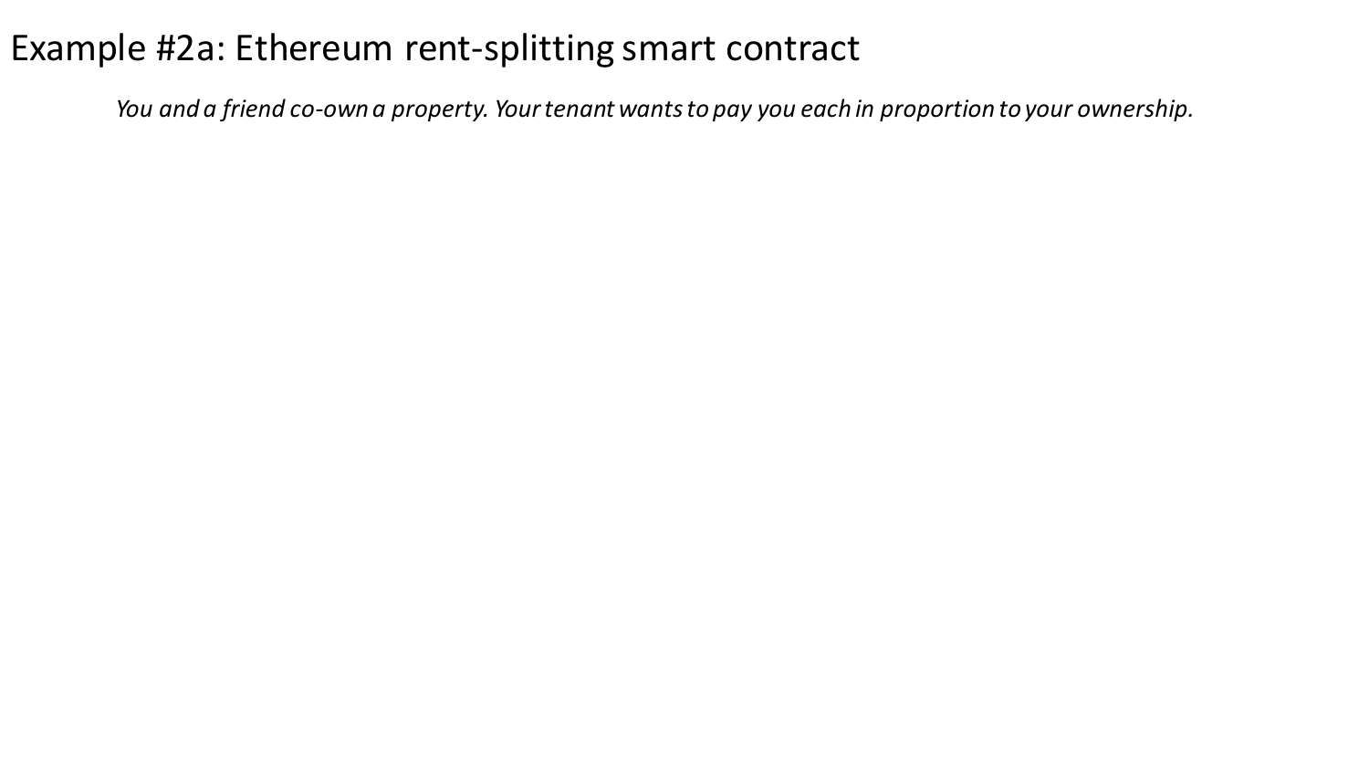# Example #2a: Ethereum rent-splitting smart contract

*You and a friend co-own a property. Your tenant wants to pay you each in proportion to your ownership.*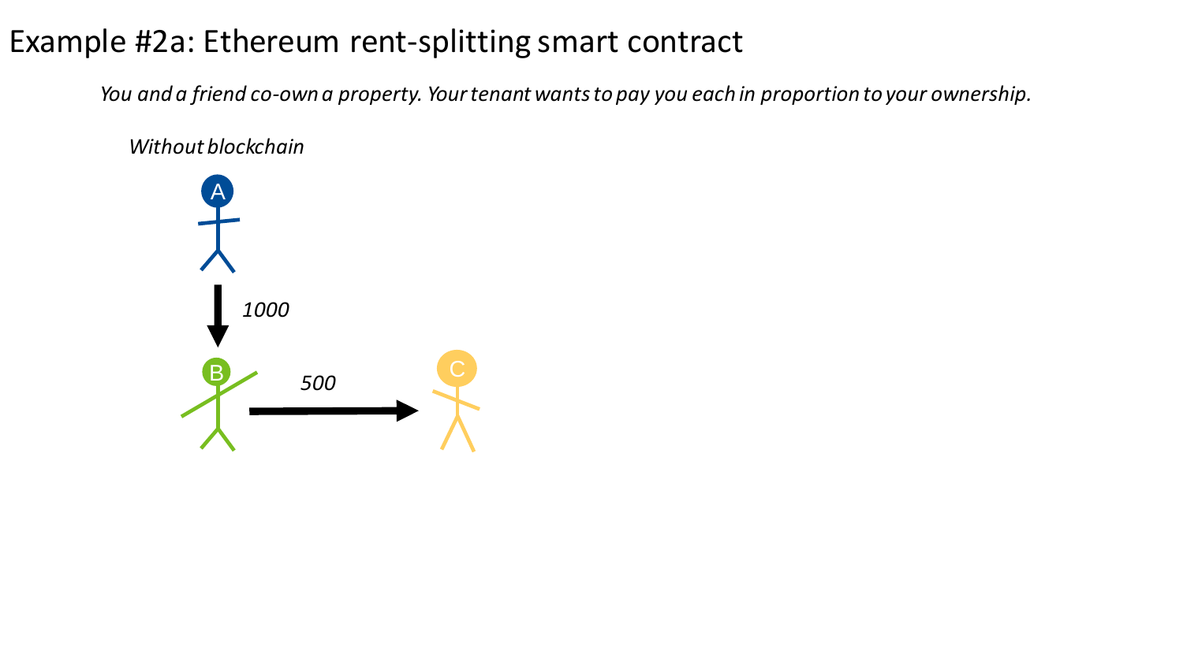# Example #2a: Ethereum rent-splitting smart contract

*You and a friend co-own a property. Your tenant wants to pay you each in proportion to your ownership.*

*Without blockchain*

A

*1000*

B

*500*

C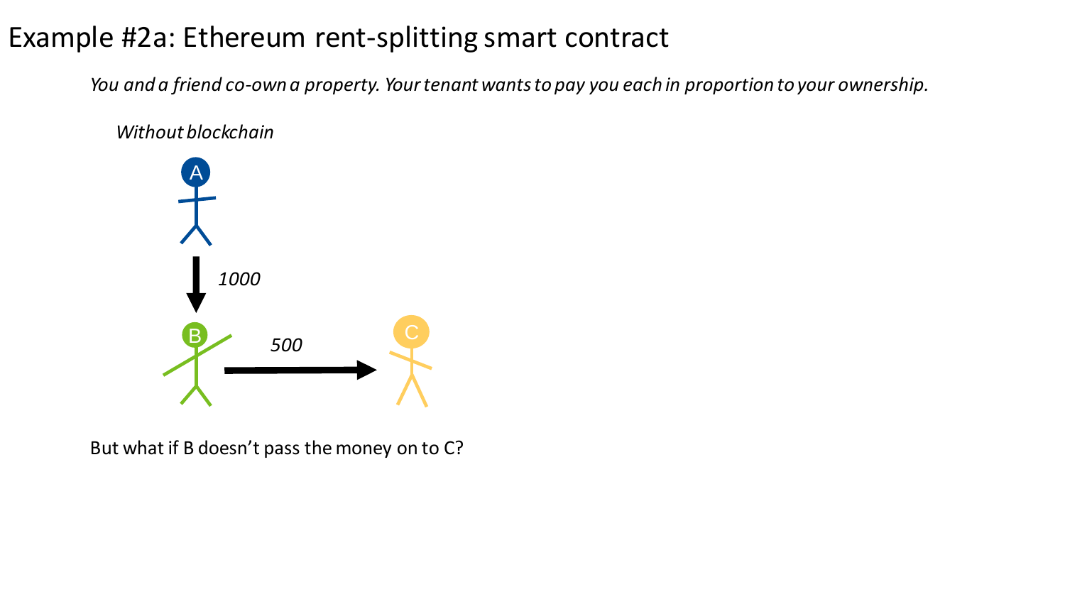# Example #2a: Ethereum rent-splitting smart contract

*You and a friend co-own a property. Your tenant wants to pay you each in proportion to your ownership.*

*Without blockchain*

A

*1000*

B

*500*

C

But what if B doesn't pass the money on to C?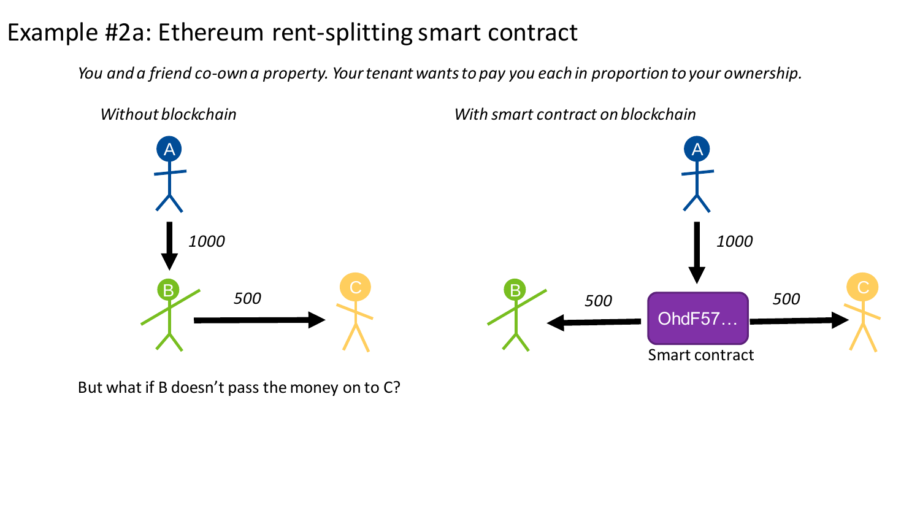# Example #2a: Ethereum rent-splitting smart contract

*You and a friend co-own a property. Your tenant wants to pay you each in proportion to your ownership.*

*Without blockchain*

A → B: *1000*

B → C: *500*

But what if B doesn't pass the money on to C?

*With smart contract on blockchain*

A → OhdF57… (Smart contract): *1000*

OhdF57… → B: *500*

OhdF57… → C: *500*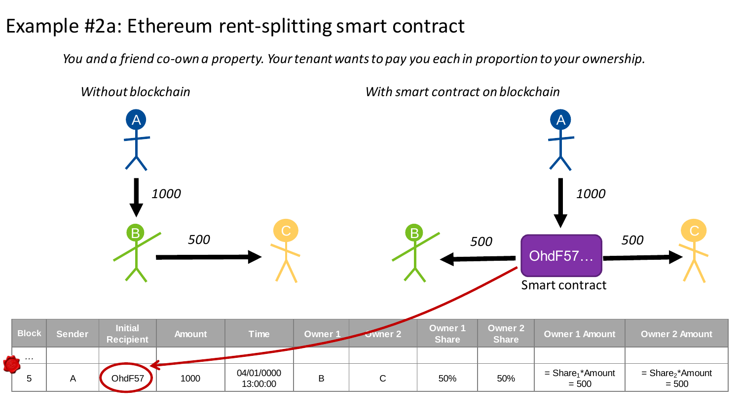# Example #2a: Ethereum rent-splitting smart contract

*You and a friend co-own a property. Your tenant wants to pay you each in proportion to your ownership.*

*Without blockchain*

A → (1000) → B → (500) → C

*With smart contract on blockchain*

A → (1000) → OhdF57… (Smart contract) → (500) → B; (500) → C

| Block | Sender | Initial Recipient | Amount | Time | Owner 1 | Owner 2 | Owner 1 Share | Owner 2 Share | Owner 1 Amount | Owner 2 Amount |
|---|---|---|---|---|---|---|---|---|---|---|
| … | | | | | | | | | | |
| 5 | A | OhdF57 | 1000 | 04/01/0000 13:00:00 | B | C | 50% | 50% | = $Share_1$*Amount = 500 | = $Share_2$*Amount = 500 |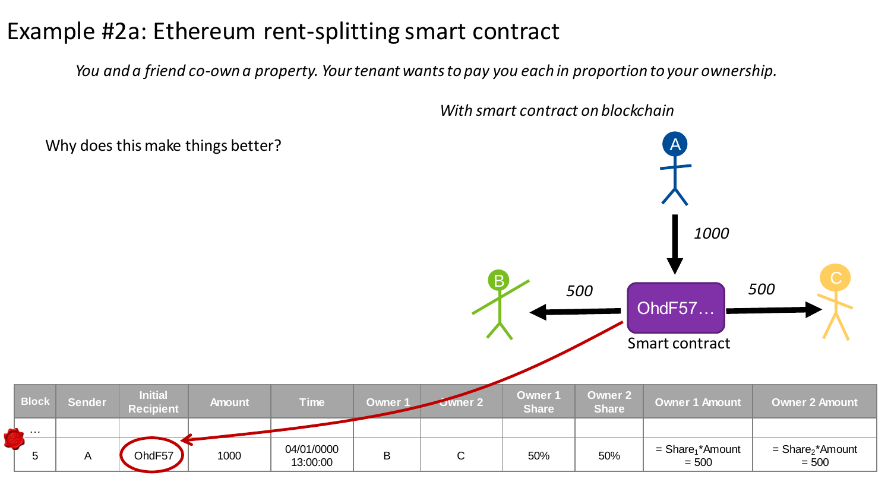# Example #2a: Ethereum rent-splitting smart contract

*You and a friend co-own a property. Your tenant wants to pay you each in proportion to your ownership.*

*With smart contract on blockchain*

Why does this make things better?

A → 1000 → OhdF57… (Smart contract) → 500 → B; → 500 → C

| Block | Sender | Initial Recipient | Amount | Time | Owner 1 | Owner 2 | Owner 1 Share | Owner 2 Share | Owner 1 Amount | Owner 2 Amount |
|---|---|---|---|---|---|---|---|---|---|---|
| … | | | | | | | | | | |
| 5 | A | OhdF57 | 1000 | 04/01/0000 13:00:00 | B | C | 50% | 50% | = $Share_1$*Amount = 500 | = $Share_2$*Amount = 500 |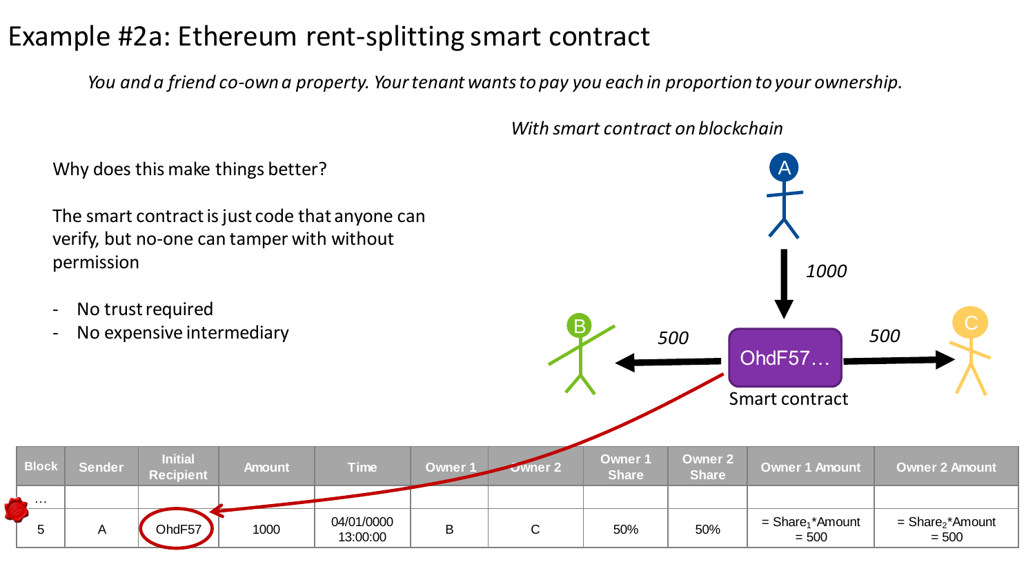# Example #2a: Ethereum rent-splitting smart contract

*You and a friend co-own a property. Your tenant wants to pay you each in proportion to your ownership.*

*With smart contract on blockchain*

Why does this make things better?

The smart contract is just code that anyone can verify, but no-one can tamper with without permission

- No trust required
- No expensive intermediary

A → 1000 → OhdF57… (Smart contract) → 500 → B; → 500 → C

| Block | Sender | Initial Recipient | Amount | Time | Owner 1 | Owner 2 | Owner 1 Share | Owner 2 Share | Owner 1 Amount | Owner 2 Amount |
|---|---|---|---|---|---|---|---|---|---|---|
| … | | | | | | | | | | |
| 5 | A | OhdF57 | 1000 | 04/01/0000 13:00:00 | B | C | 50% | 50% | = $Share_1$*Amount = 500 | = $Share_2$*Amount = 500 |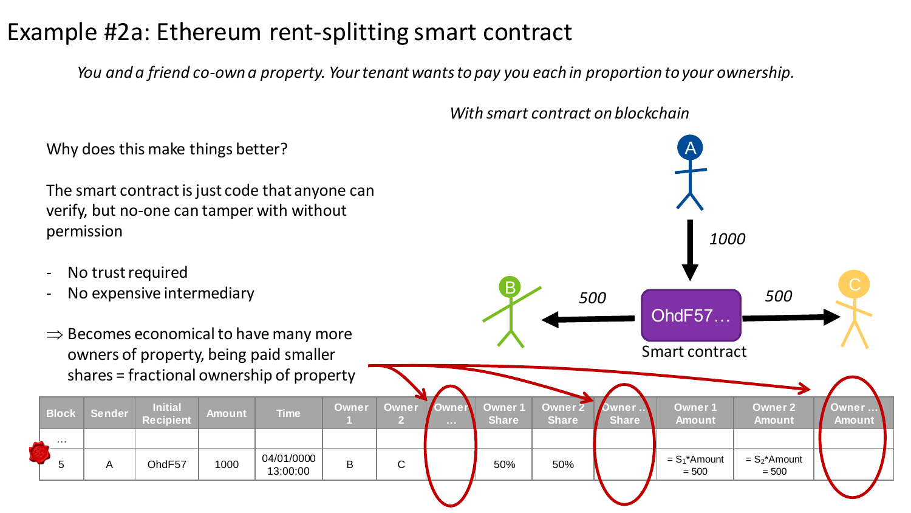# Example #2a: Ethereum rent-splitting smart contract

*You and a friend co-own a property. Your tenant wants to pay you each in proportion to your ownership.*

*With smart contract on blockchain*

Why does this make things better?

The smart contract is just code that anyone can verify, but no-one can tamper with without permission

- No trust required
- No expensive intermediary

⇒ Becomes economical to have many more owners of property, being paid smaller shares = fractional ownership of property

A → 1000 → OhdF57… (Smart contract) → 500 → B; 500 → C

| Block | Sender | Initial Recipient | Amount | Time | Owner 1 | Owner 2 | Owner … | Owner 1 Share | Owner 2 Share | Owner … Share | Owner 1 Amount | Owner 2 Amount | Owner … Amount |
|---|---|---|---|---|---|---|---|---|---|---|---|---|---|
| … | | | | | | | | | | | | | |
| 5 | A | OhdF57 | 1000 | 04/01/0000 13:00:00 | B | C | | 50% | 50% | | $= S_1$*Amount = 500 | $= S_2$*Amount = 500 | |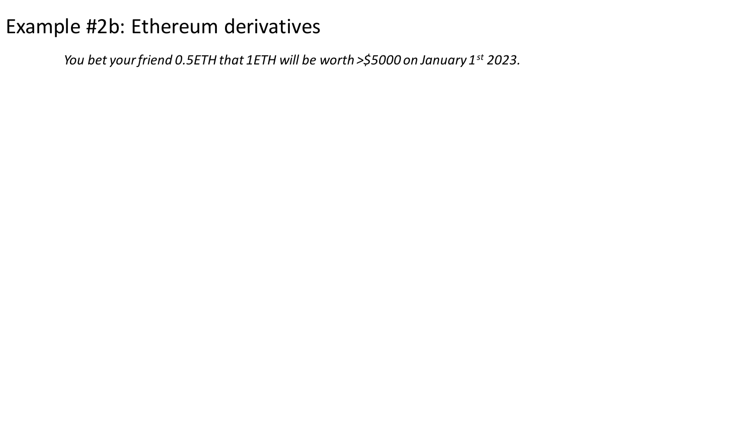# Example #2b: Ethereum derivatives

*You bet your friend 0.5ETH that 1ETH will be worth >$5000 on January 1st 2023.*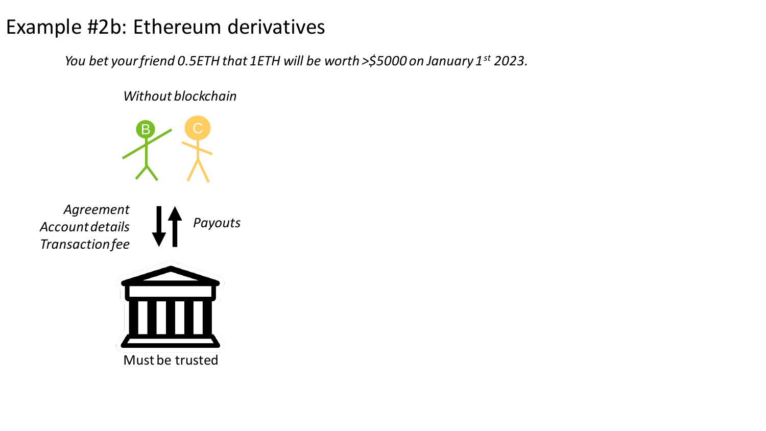# Example #2b: Ethereum derivatives

*You bet your friend 0.5ETH that 1ETH will be worth >$5000 on January 1st 2023.*

*Without blockchain*

B C

*Agreement*
*Account details*
*Transaction fee*

*Payouts*

Must be trusted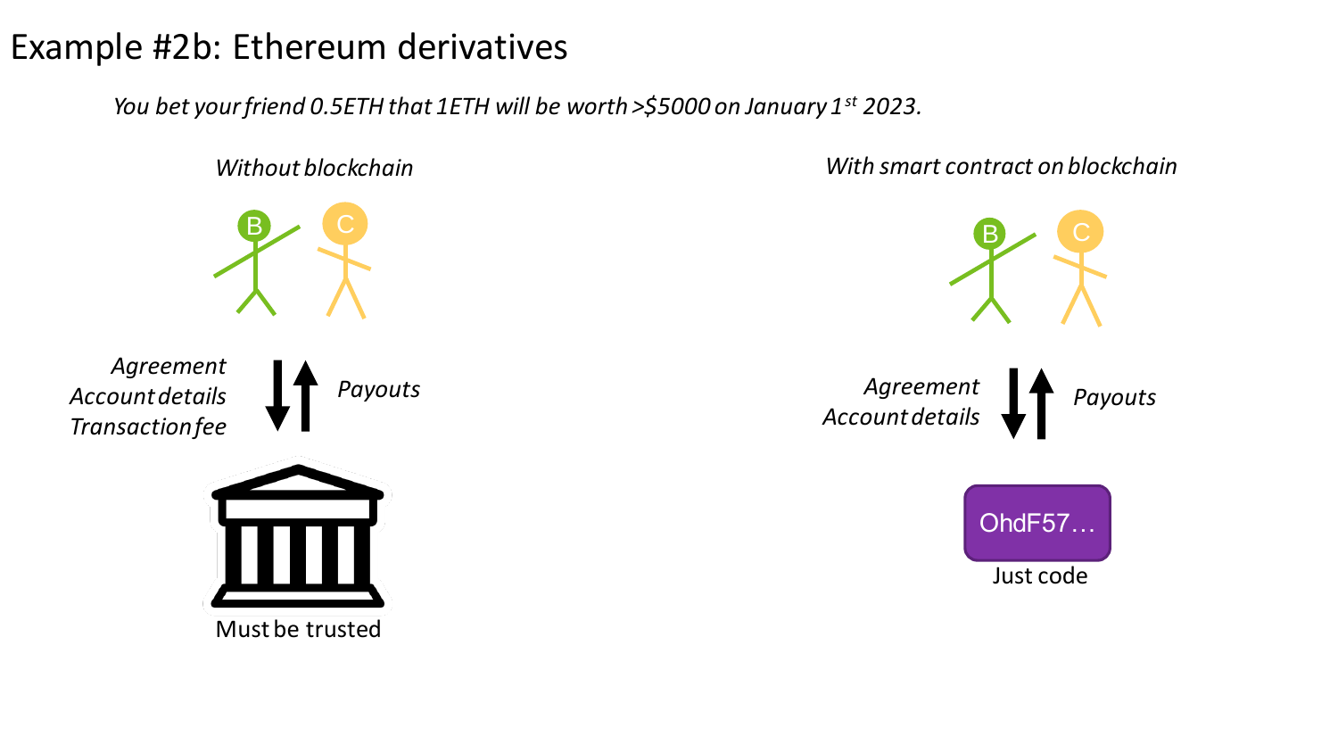# Example #2b: Ethereum derivatives

*You bet your friend 0.5ETH that 1ETH will be worth >$5000 on January 1st 2023.*

*Without blockchain*

B C

*Agreement*
*Account details*
*Transaction fee*

*Payouts*

Must be trusted

*With smart contract on blockchain*

B C

*Agreement*
*Account details*

*Payouts*

OhdF57…

Just code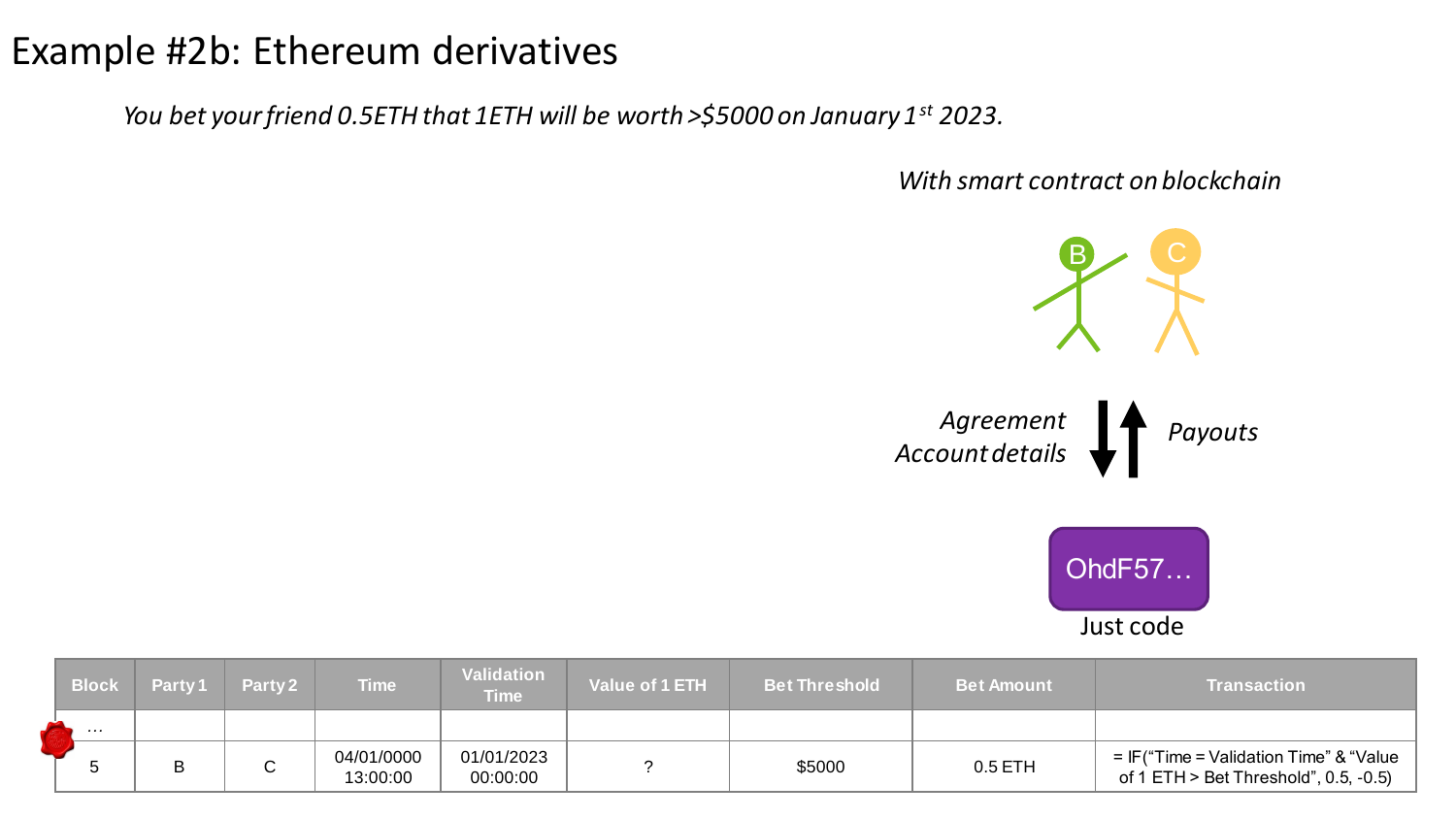# Example #2b: Ethereum derivatives

*You bet your friend 0.5ETH that 1ETH will be worth >$5000 on January 1st 2023.*

*With smart contract on blockchain*

B C

*Agreement*
*Account details*

*Payouts*

OhdF57…

Just code

| Block | Party 1 | Party 2 | Time | Validation Time | Value of 1 ETH | Bet Threshold | Bet Amount | Transaction |
|---|---|---|---|---|---|---|---|---|
| … | | | | | | | | |
| 5 | B | C | 04/01/0000 13:00:00 | 01/01/2023 00:00:00 | ? | $5000 | 0.5 ETH | = IF("Time = Validation Time" & "Value of 1 ETH > Bet Threshold", 0.5, -0.5) |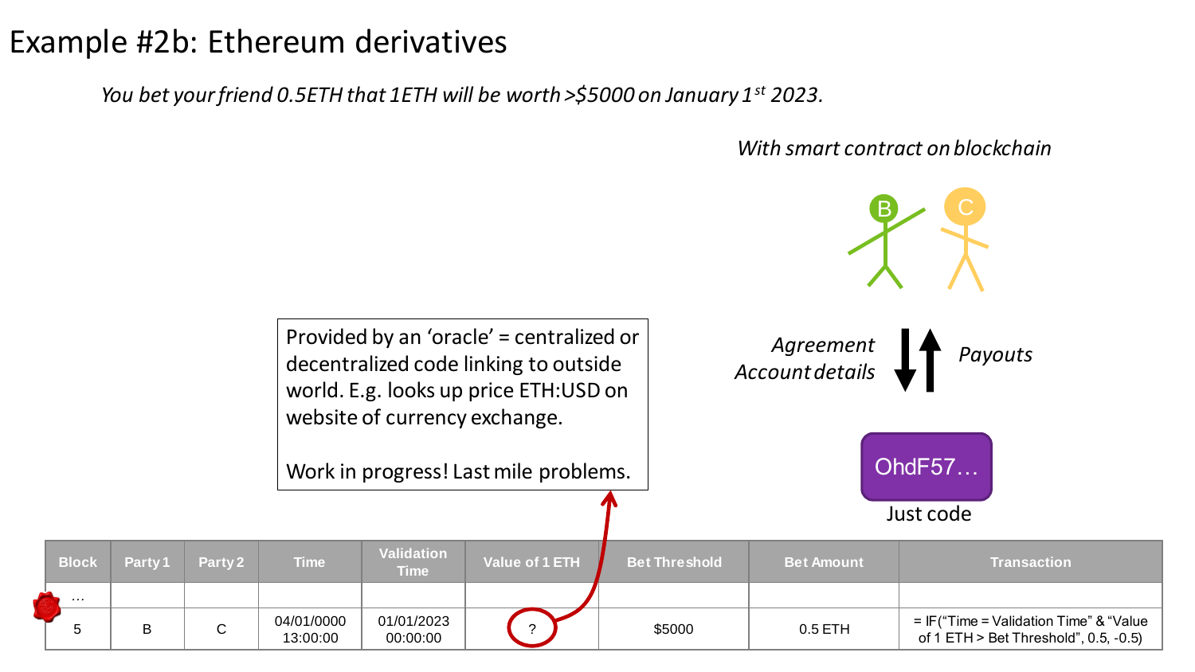# Example #2b: Ethereum derivatives

*You bet your friend 0.5ETH that 1ETH will be worth >$5000 on January 1st 2023.*

*With smart contract on blockchain*

B C

*Agreement* *Account details*

*Payouts*

OhdF57…

Just code

Provided by an 'oracle' = centralized or decentralized code linking to outside world. E.g. looks up price ETH:USD on website of currency exchange.

Work in progress! Last mile problems.

| Block | Party 1 | Party 2 | Time | Validation Time | Value of 1 ETH | Bet Threshold | Bet Amount | Transaction |
|---|---|---|---|---|---|---|---|---|
| … | | | | | | | | |
| 5 | B | C | 04/01/0000 13:00:00 | 01/01/2023 00:00:00 | ? | $5000 | 0.5 ETH | = IF("Time = Validation Time" & "Value of 1 ETH > Bet Threshold", 0.5, -0.5) |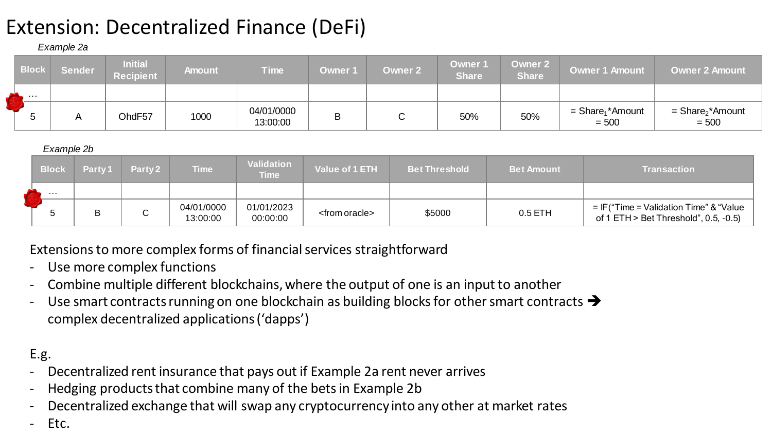# Extension: Decentralized Finance (DeFi)

*Example 2a*

| Block | Sender | Initial Recipient | Amount | Time | Owner 1 | Owner 2 | Owner 1 Share | Owner 2 Share | Owner 1 Amount | Owner 2 Amount |
|---|---|---|---|---|---|---|---|---|---|---|
| … | | | | | | | | | | |
| 5 | A | OhdF57 | 1000 | 04/01/0000 13:00:00 | B | C | 50% | 50% | = $Share_1$*Amount = 500 | = $Share_2$*Amount = 500 |

*Example 2b*

| Block | Party 1 | Party 2 | Time | Validation Time | Value of 1 ETH | Bet Threshold | Bet Amount | Transaction |
|---|---|---|---|---|---|---|---|---|
| … | | | | | | | | |
| 5 | B | C | 04/01/0000 13:00:00 | 01/01/2023 00:00:00 | <from oracle> | $5000 | 0.5 ETH | = IF("Time = Validation Time" & "Value of 1 ETH > Bet Threshold", 0.5, -0.5) |

Extensions to more complex forms of financial services straightforward

- Use more complex functions
- Combine multiple different blockchains, where the output of one is an input to another
- Use smart contracts running on one blockchain as building blocks for other smart contracts ➔ complex decentralized applications ('dapps')

E.g.

- Decentralized rent insurance that pays out if Example 2a rent never arrives
- Hedging products that combine many of the bets in Example 2b
- Decentralized exchange that will swap any cryptocurrency into any other at market rates
- Etc.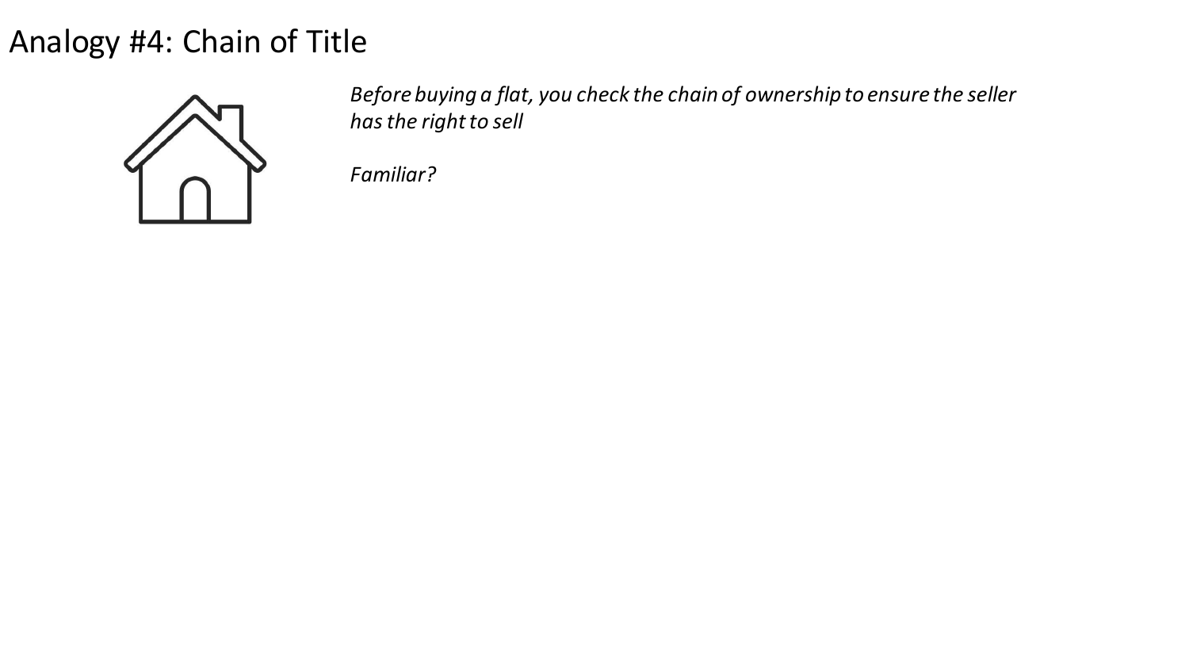# Analogy #4: Chain of Title

*Before buying a flat, you check the chain of ownership to ensure the seller has the right to sell*

*Familiar?*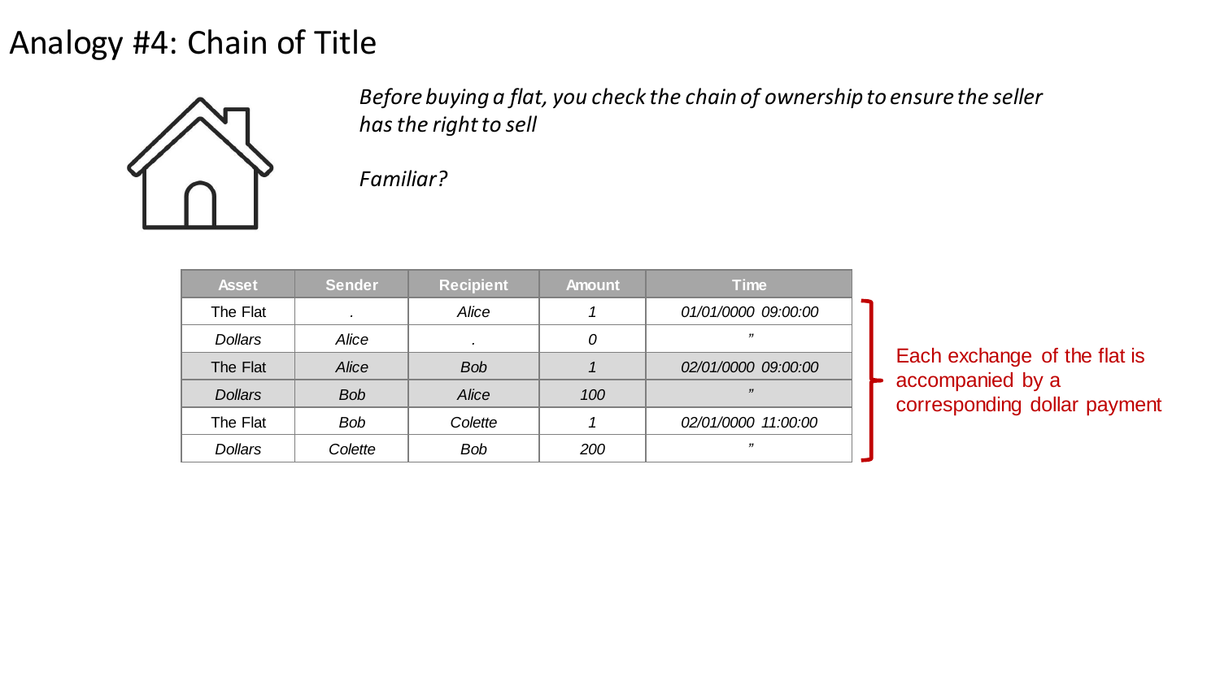# Analogy #4: Chain of Title

*Before buying a flat, you check the chain of ownership to ensure the seller has the right to sell*

*Familiar?*

| Asset | Sender | Recipient | Amount | Time |
|---|---|---|---|---|
| The Flat | . | *Alice* | *1* | *01/01/0000 09:00:00* |
| *Dollars* | *Alice* | . | *0* | ” |
| The Flat | *Alice* | *Bob* | *1* | *02/01/0000 09:00:00* |
| *Dollars* | *Bob* | *Alice* | *100* | ” |
| The Flat | *Bob* | *Colette* | *1* | *02/01/0000 11:00:00* |
| *Dollars* | *Colette* | *Bob* | *200* | ” |

Each exchange of the flat is accompanied by a corresponding dollar payment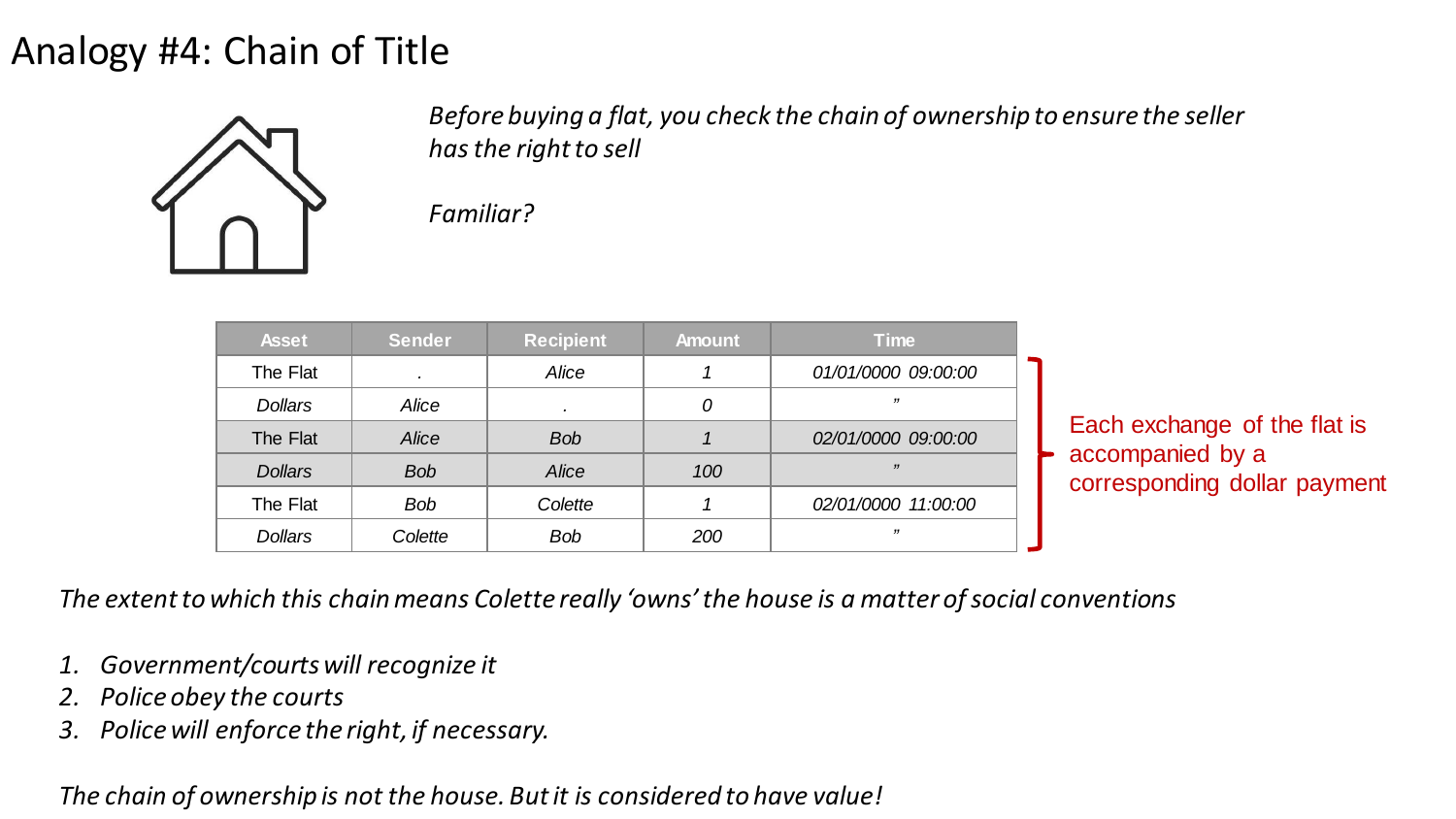# Analogy #4: Chain of Title

*Before buying a flat, you check the chain of ownership to ensure the seller has the right to sell*

*Familiar?*

| Asset | Sender | Recipient | Amount | Time |
|---|---|---|---|---|
| The Flat | . | *Alice* | *1* | *01/01/0000 09:00:00* |
| *Dollars* | *Alice* | . | *0* | ” |
| The Flat | *Alice* | *Bob* | *1* | *02/01/0000 09:00:00* |
| *Dollars* | *Bob* | *Alice* | *100* | ” |
| The Flat | *Bob* | *Colette* | *1* | *02/01/0000 11:00:00* |
| *Dollars* | *Colette* | *Bob* | *200* | ” |

Each exchange of the flat is accompanied by a corresponding dollar payment

*The extent to which this chain means Colette really ‘owns’ the house is a matter of social conventions*

1. *Government/courts will recognize it*
2. *Police obey the courts*
3. *Police will enforce the right, if necessary.*

*The chain of ownership is not the house. But it is considered to have value!*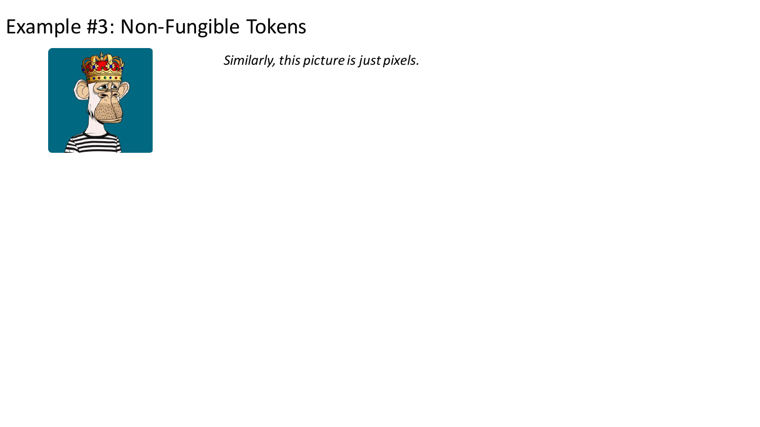# Example #3: Non-Fungible Tokens

*Similarly, this picture is just pixels.*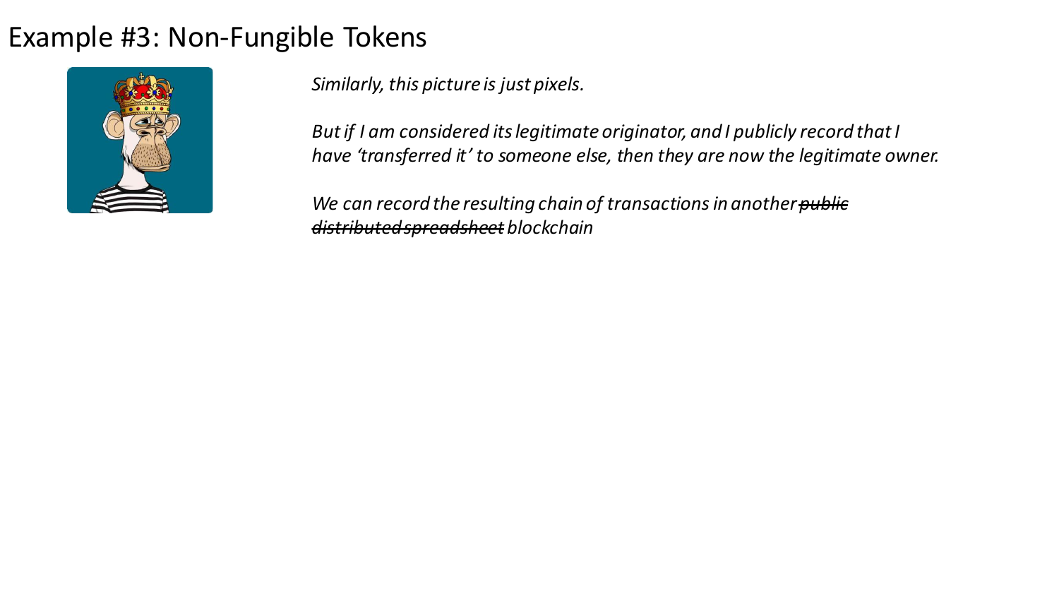# Example #3: Non-Fungible Tokens

*Similarly, this picture is just pixels.*

*But if I am considered its legitimate originator, and I publicly record that I have 'transferred it' to someone else, then they are now the legitimate owner.*

*We can record the resulting chain of transactions in another ~~public distributed spreadsheet~~ blockchain*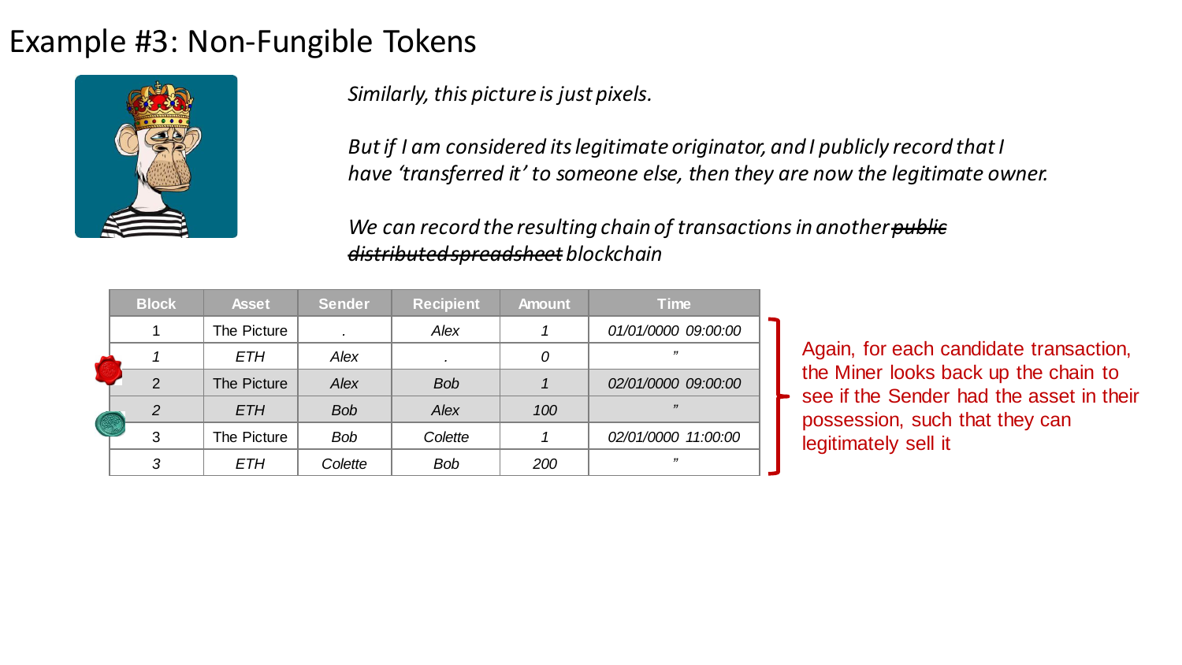# Example #3: Non-Fungible Tokens

*Similarly, this picture is just pixels.*

*But if I am considered its legitimate originator, and I publicly record that I have 'transferred it' to someone else, then they are now the legitimate owner.*

*We can record the resulting chain of transactions in another ~~public distributed spreadsheet~~ blockchain*

| Block | Asset | Sender | Recipient | Amount | Time |
|---|---|---|---|---|---|
| 1 | The Picture | . | *Alex* | *1* | *01/01/0000 09:00:00* |
| *1* | *ETH* | *Alex* | *.* | *0* | *"* |
| 2 | The Picture | *Alex* | *Bob* | *1* | *02/01/0000 09:00:00* |
| *2* | *ETH* | *Bob* | *Alex* | *100* | *"* |
| 3 | The Picture | *Bob* | *Colette* | *1* | *02/01/0000 11:00:00* |
| *3* | *ETH* | *Colette* | *Bob* | *200* | *"* |

Again, for each candidate transaction, the Miner looks back up the chain to see if the Sender had the asset in their possession, such that they can legitimately sell it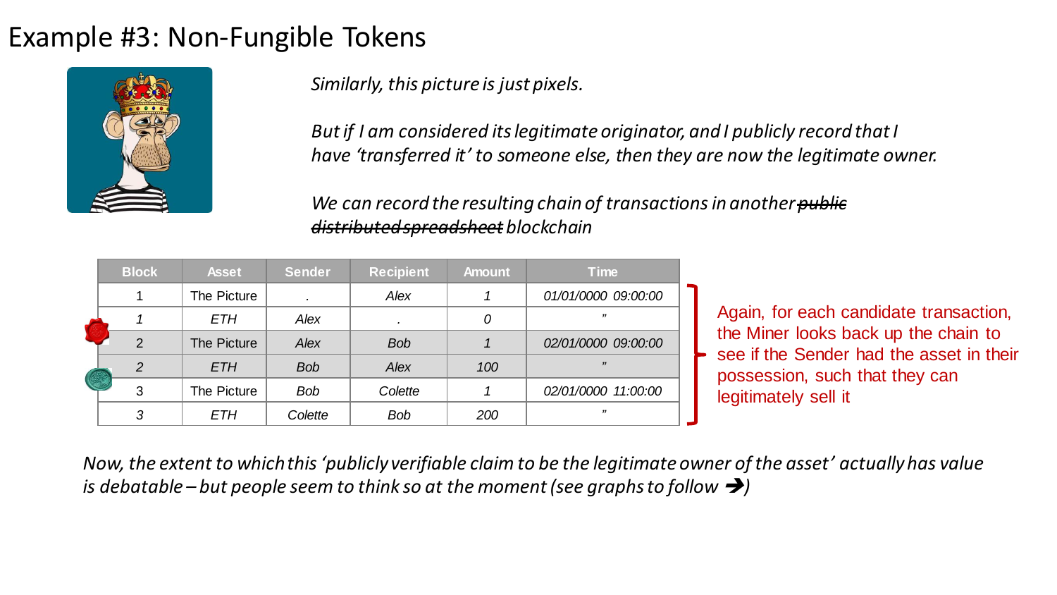# Example #3: Non-Fungible Tokens

*Similarly, this picture is just pixels.*

*But if I am considered its legitimate originator, and I publicly record that I have 'transferred it' to someone else, then they are now the legitimate owner.*

*We can record the resulting chain of transactions in another ~~public distributed spreadsheet~~ blockchain*

| Block | Asset | Sender | Recipient | Amount | Time |
|---|---|---|---|---|---|
| 1 | The Picture | . | *Alex* | *1* | *01/01/0000 09:00:00* |
| *1* | *ETH* | *Alex* | . | *0* | *"* |
| 2 | The Picture | *Alex* | *Bob* | *1* | *02/01/0000 09:00:00* |
| *2* | *ETH* | *Bob* | *Alex* | *100* | *"* |
| 3 | The Picture | *Bob* | *Colette* | *1* | *02/01/0000 11:00:00* |
| *3* | *ETH* | *Colette* | *Bob* | *200* | *"* |

Again, for each candidate transaction, the Miner looks back up the chain to see if the Sender had the asset in their possession, such that they can legitimately sell it

*Now, the extent to which this 'publicly verifiable claim to be the legitimate owner of the asset' actually has value is debatable – but people seem to think so at the moment (see graphs to follow ➔)*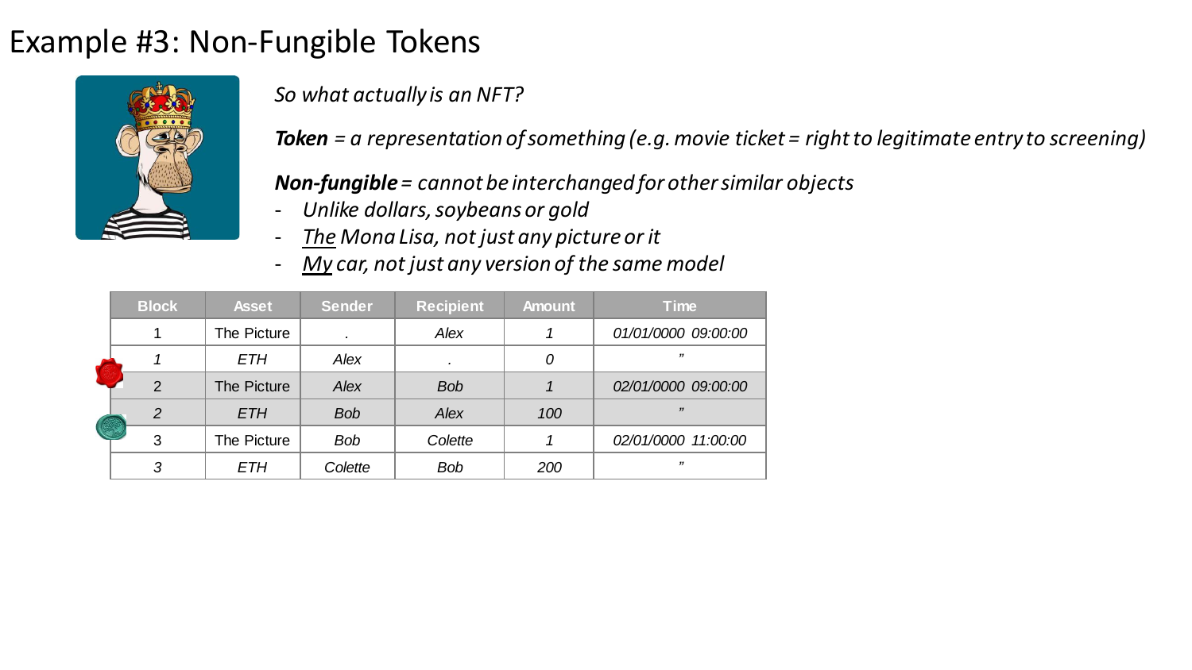# Example #3: Non-Fungible Tokens

*So what actually is an NFT?*

***Token*** *= a representation of something (e.g. movie ticket = right to legitimate entry to screening)*

***Non-fungible*** *= cannot be interchanged for other similar objects*

- *Unlike dollars, soybeans or gold*
- *The Mona Lisa, not just any picture or it*
- *My car, not just any version of the same model*

| Block | Asset | Sender | Recipient | Amount | Time |
|---|---|---|---|---|---|
| 1 | The Picture | . | *Alex* | *1* | *01/01/0000 09:00:00* |
| *1* | *ETH* | *Alex* | *.* | *0* | *”* |
| 2 | The Picture | *Alex* | *Bob* | *1* | *02/01/0000 09:00:00* |
| *2* | *ETH* | *Bob* | *Alex* | *100* | *”* |
| 3 | The Picture | *Bob* | *Colette* | *1* | *02/01/0000 11:00:00* |
| *3* | *ETH* | *Colette* | *Bob* | *200* | *”* |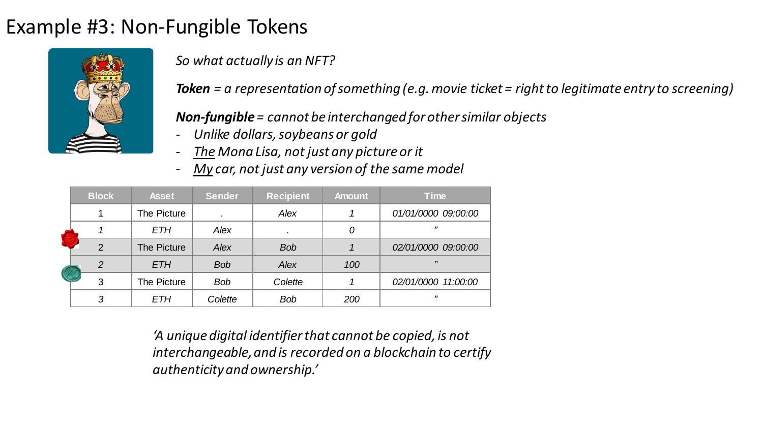# Example #3: Non-Fungible Tokens

*So what actually is an NFT?*

***Token** = a representation of something (e.g. movie ticket = right to legitimate entry to screening)*

***Non-fungible** = cannot be interchanged for other similar objects*

- *Unlike dollars, soybeans or gold*
- *The Mona Lisa, not just any picture or it*
- *My car, not just any version of the same model*

| Block | Asset | Sender | Recipient | Amount | Time |
|---|---|---|---|---|---|
| 1 | The Picture | . | *Alex* | *1* | *01/01/0000 09:00:00* |
| *1* | *ETH* | *Alex* | *.* | *0* | *"* |
| 2 | The Picture | *Alex* | *Bob* | *1* | *02/01/0000 09:00:00* |
| *2* | *ETH* | *Bob* | *Alex* | *100* | *"* |
| 3 | The Picture | *Bob* | *Colette* | *1* | *02/01/0000 11:00:00* |
| *3* | *ETH* | *Colette* | *Bob* | *200* | *"* |

*'A unique digital identifier that cannot be copied, is not interchangeable, and is recorded on a blockchain to certify authenticity and ownership.'*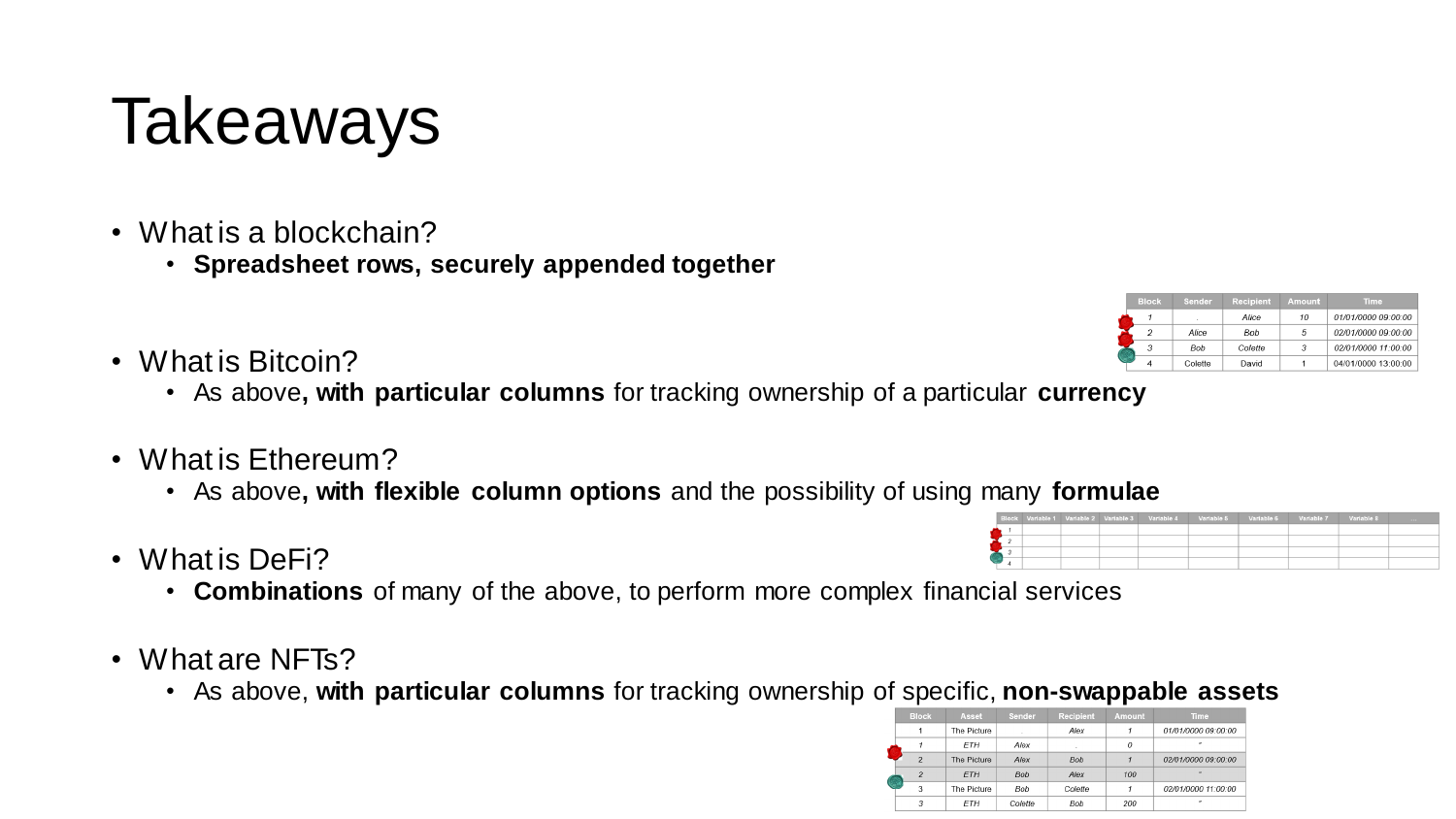# Takeaways

- What is a blockchain?
  - **Spreadsheet rows, securely appended together**

| Block | Sender | Recipient | Amount | Time |
|---|---|---|---|---|
| 1 | - | Alice | 10 | 01/01/0000 09:00:00 |
| 2 | Alice | Bob | 5 | 02/01/0000 09:00:00 |
| 3 | Bob | Colette | 3 | 02/01/0000 11:00:00 |
| 4 | Colette | David | 1 | 04/01/0000 13:00:00 |

- What is Bitcoin?
  - As above**, with particular columns** for tracking ownership of a particular **currency**

- What is Ethereum?
  - As above**, with flexible column options** and the possibility of using many **formulae**

| Block | Variable 1 | Variable 2 | Variable 3 | Variable 4 | Variable 5 | Variable 6 | Variable 7 | Variable 8 | ... |
|---|---|---|---|---|---|---|---|---|---|
| 1 | | | | | | | | | |
| 2 | | | | | | | | | |
| 3 | | | | | | | | | |
| 4 | | | | | | | | | |

- What is DeFi?
  - **Combinations** of many of the above, to perform more complex financial services

- What are NFTs?
  - As above, **with particular columns** for tracking ownership of specific, **non-swappable assets**

| Block | Asset | Sender | Recipient | Amount | Time |
|---|---|---|---|---|---|
| 1 | The Picture | | Alex | 1 | 01/01/0000 09:00:00 |
| 1 | ETH | Alex | - | 0 | " |
| 2 | The Picture | Alex | Bob | 1 | 02/01/0000 09:00:00 |
| 2 | ETH | Bob | Alex | 100 | " |
| 3 | The Picture | Bob | Colette | 1 | 02/01/0000 11:00:00 |
| 3 | ETH | Colette | Bob | 200 | " |